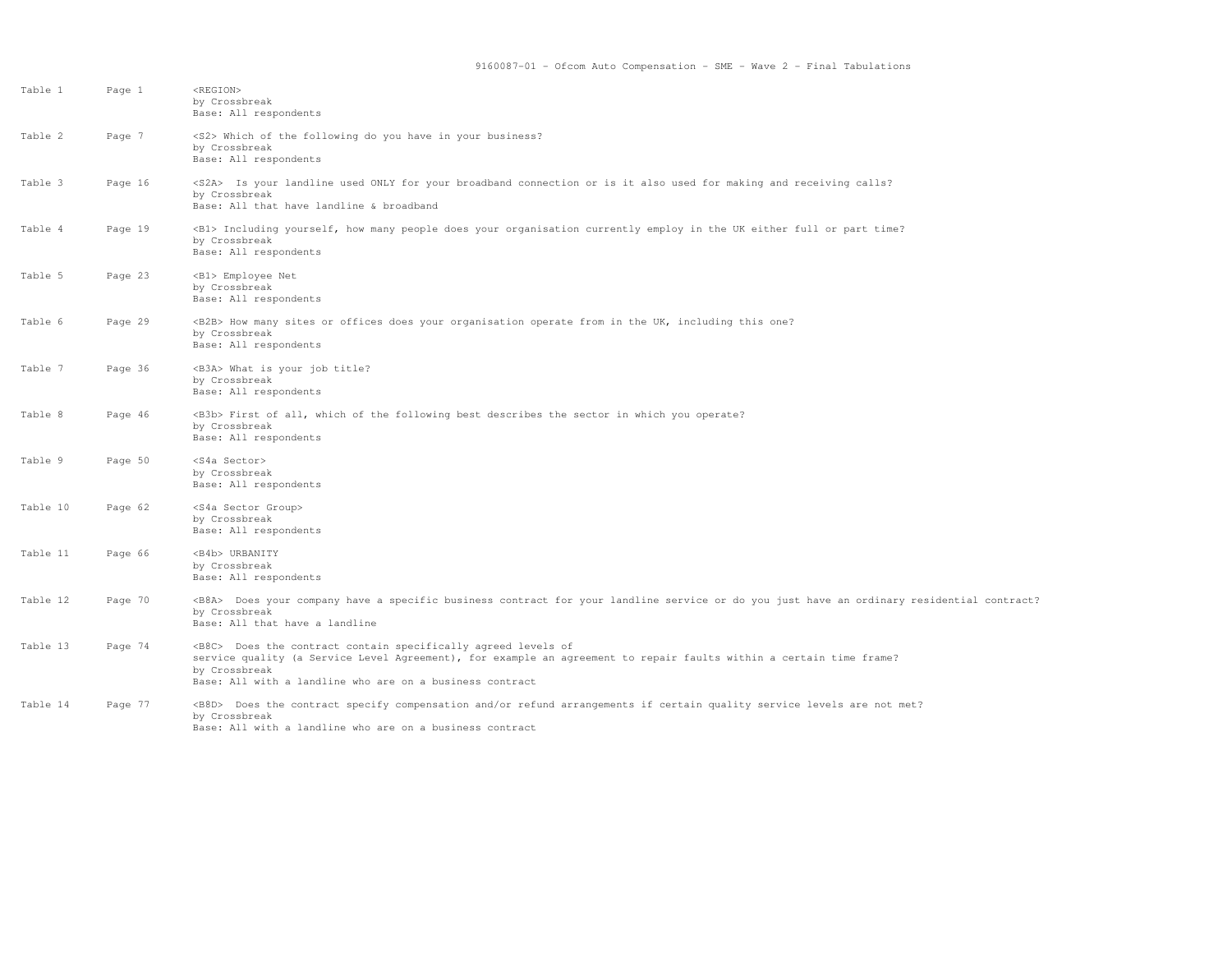9160087-01 - Ofcom Auto Compensation - SME - Wave 2 - Final Tabulations

| Table | Page | Description |
|---|---|---|
| Table 1 | Page 1 | <REGION><br>by Crossbreak<br>Base: All respondents |
| Table 2 | Page 7 | <S2> Which of the following do you have in your business?<br>by Crossbreak<br>Base: All respondents |
| Table 3 | Page 16 | <S2A> Is your landline used ONLY for your broadband connection or is it also used for making and receiving calls?<br>by Crossbreak<br>Base: All that have landline & broadband |
| Table 4 | Page 19 | <B1> Including yourself, how many people does your organisation currently employ in the UK either full or part time?<br>by Crossbreak<br>Base: All respondents |
| Table 5 | Page 23 | <B1> Employee Net<br>by Crossbreak<br>Base: All respondents |
| Table 6 | Page 29 | <B2B> How many sites or offices does your organisation operate from in the UK, including this one?<br>by Crossbreak<br>Base: All respondents |
| Table 7 | Page 36 | <B3A> What is your job title?<br>by Crossbreak<br>Base: All respondents |
| Table 8 | Page 46 | <B3b> First of all, which of the following best describes the sector in which you operate?<br>by Crossbreak<br>Base: All respondents |
| Table 9 | Page 50 | <S4a Sector><br>by Crossbreak<br>Base: All respondents |
| Table 10 | Page 62 | <S4a Sector Group><br>by Crossbreak<br>Base: All respondents |
| Table 11 | Page 66 | <B4b> URBANITY<br>by Crossbreak<br>Base: All respondents |
| Table 12 | Page 70 | <B8A> Does your company have a specific business contract for your landline service or do you just have an ordinary residential contract?<br>by Crossbreak<br>Base: All that have a landline |
| Table 13 | Page 74 | <B8C> Does the contract contain specifically agreed levels of service quality (a Service Level Agreement), for example an agreement to repair faults within a certain time frame?<br>by Crossbreak<br>Base: All with a landline who are on a business contract |
| Table 14 | Page 77 | <B8D> Does the contract specify compensation and/or refund arrangements if certain quality service levels are not met?<br>by Crossbreak<br>Base: All with a landline who are on a business contract |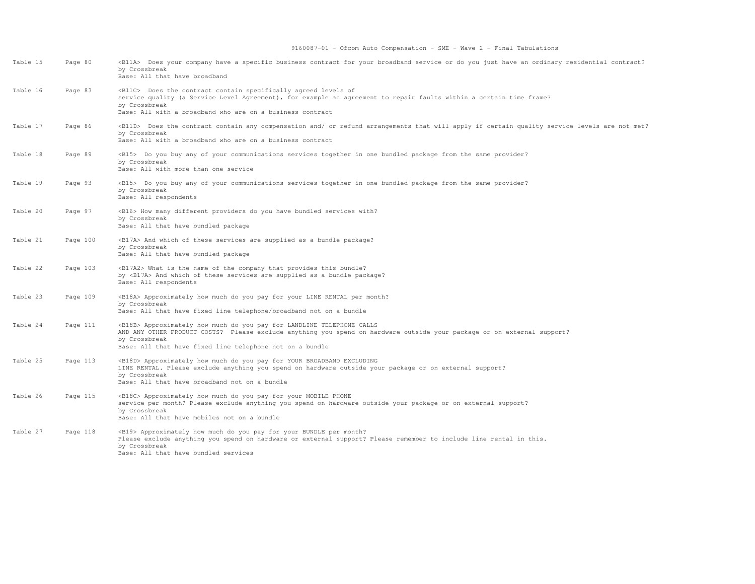| Table | Page | Description |
|---|---|---|
| Table 15 | Page 80 | <B11A> Does your company have a specific business contract for your broadband service or do you just have an ordinary residential contract?<br>by Crossbreak<br>Base: All that have broadband |
| Table 16 | Page 83 | <B11C> Does the contract contain specifically agreed levels of service quality (a Service Level Agreement), for example an agreement to repair faults within a certain time frame?<br>by Crossbreak<br>Base: All with a broadband who are on a business contract |
| Table 17 | Page 86 | <B11D> Does the contract contain any compensation and/ or refund arrangements that will apply if certain quality service levels are not met?<br>by Crossbreak<br>Base: All with a broadband who are on a business contract |
| Table 18 | Page 89 | <B15> Do you buy any of your communications services together in one bundled package from the same provider?<br>by Crossbreak<br>Base: All with more than one service |
| Table 19 | Page 93 | <B15> Do you buy any of your communications services together in one bundled package from the same provider?<br>by Crossbreak<br>Base: All respondents |
| Table 20 | Page 97 | <B16> How many different providers do you have bundled services with?<br>by Crossbreak<br>Base: All that have bundled package |
| Table 21 | Page 100 | <B17A> And which of these services are supplied as a bundle package?<br>by Crossbreak<br>Base: All that have bundled package |
| Table 22 | Page 103 | <B17A2> What is the name of the company that provides this bundle?<br>by <B17A> And which of these services are supplied as a bundle package?<br>Base: All respondents |
| Table 23 | Page 109 | <B18A> Approximately how much do you pay for your LINE RENTAL per month?<br>by Crossbreak<br>Base: All that have fixed line telephone/broadband not on a bundle |
| Table 24 | Page 111 | <B18B> Approximately how much do you pay for LANDLINE TELEPHONE CALLS AND ANY OTHER PRODUCT COSTS? Please exclude anything you spend on hardware outside your package or on external support?<br>by Crossbreak<br>Base: All that have fixed line telephone not on a bundle |
| Table 25 | Page 113 | <B18D> Approximately how much do you pay for YOUR BROADBAND EXCLUDING LINE RENTAL. Please exclude anything you spend on hardware outside your package or on external support?<br>by Crossbreak<br>Base: All that have broadband not on a bundle |
| Table 26 | Page 115 | <B18C> Approximately how much do you pay for your MOBILE PHONE service per month? Please exclude anything you spend on hardware outside your package or on external support?<br>by Crossbreak<br>Base: All that have mobiles not on a bundle |
| Table 27 | Page 118 | <B19> Approximately how much do you pay for your BUNDLE per month? Please exclude anything you spend on hardware or external support? Please remember to include line rental in this.<br>by Crossbreak<br>Base: All that have bundled services |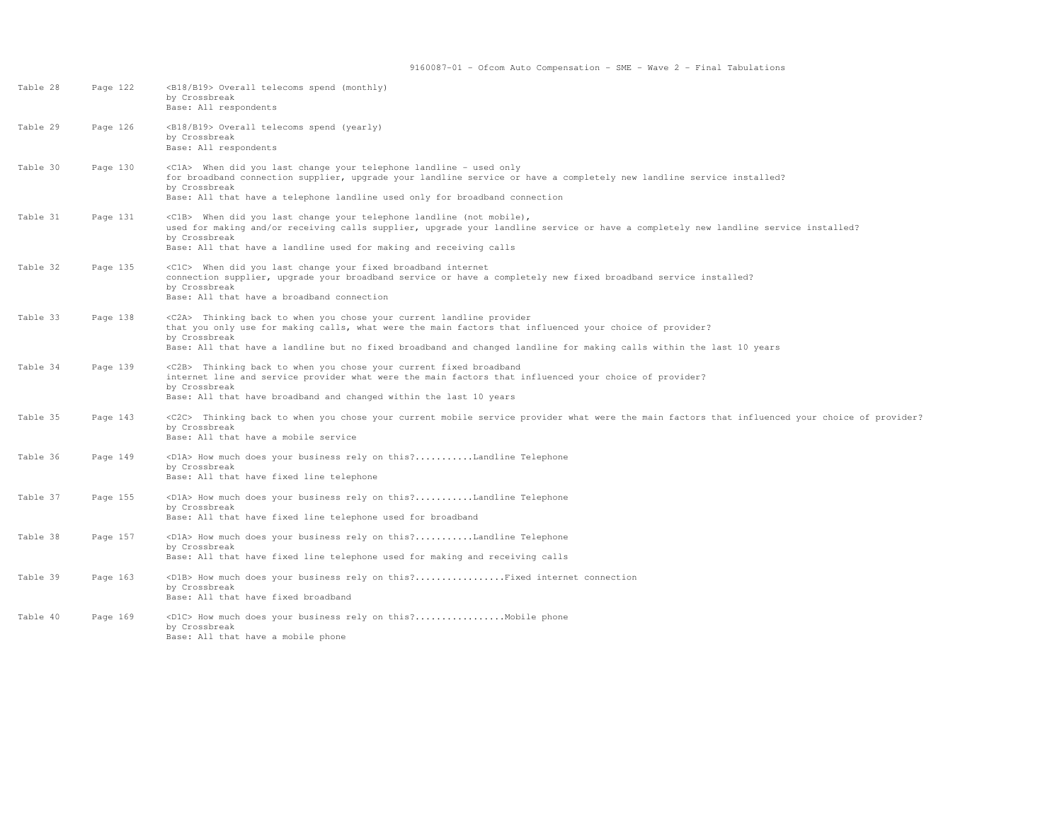| Table | Page | Description |
|---|---|---|
| Table 28 | Page 122 | <B18/B19> Overall telecoms spend (monthly)<br>by Crossbreak<br>Base: All respondents |
| Table 29 | Page 126 | <B18/B19> Overall telecoms spend (yearly)<br>by Crossbreak<br>Base: All respondents |
| Table 30 | Page 130 | <C1A> When did you last change your telephone landline - used only for broadband connection supplier, upgrade your landline service or have a completely new landline service installed?<br>by Crossbreak<br>Base: All that have a telephone landline used only for broadband connection |
| Table 31 | Page 131 | <C1B> When did you last change your telephone landline (not mobile), used for making and/or receiving calls supplier, upgrade your landline service or have a completely new landline service installed?<br>by Crossbreak<br>Base: All that have a landline used for making and receiving calls |
| Table 32 | Page 135 | <C1C> When did you last change your fixed broadband internet connection supplier, upgrade your broadband service or have a completely new fixed broadband service installed?<br>by Crossbreak<br>Base: All that have a broadband connection |
| Table 33 | Page 138 | <C2A> Thinking back to when you chose your current landline provider that you only use for making calls, what were the main factors that influenced your choice of provider?<br>by Crossbreak<br>Base: All that have a landline but no fixed broadband and changed landline for making calls within the last 10 years |
| Table 34 | Page 139 | <C2B> Thinking back to when you chose your current fixed broadband internet line and service provider what were the main factors that influenced your choice of provider?<br>by Crossbreak<br>Base: All that have broadband and changed within the last 10 years |
| Table 35 | Page 143 | <C2C> Thinking back to when you chose your current mobile service provider what were the main factors that influenced your choice of provider?<br>by Crossbreak<br>Base: All that have a mobile service |
| Table 36 | Page 149 | <D1A> How much does your business rely on this?...........Landline Telephone<br>by Crossbreak<br>Base: All that have fixed line telephone |
| Table 37 | Page 155 | <D1A> How much does your business rely on this?...........Landline Telephone<br>by Crossbreak<br>Base: All that have fixed line telephone used for broadband |
| Table 38 | Page 157 | <D1A> How much does your business rely on this?...........Landline Telephone<br>by Crossbreak<br>Base: All that have fixed line telephone used for making and receiving calls |
| Table 39 | Page 163 | <D1B> How much does your business rely on this?................Fixed internet connection<br>by Crossbreak<br>Base: All that have fixed broadband |
| Table 40 | Page 169 | <D1C> How much does your business rely on this?................Mobile phone<br>by Crossbreak<br>Base: All that have a mobile phone |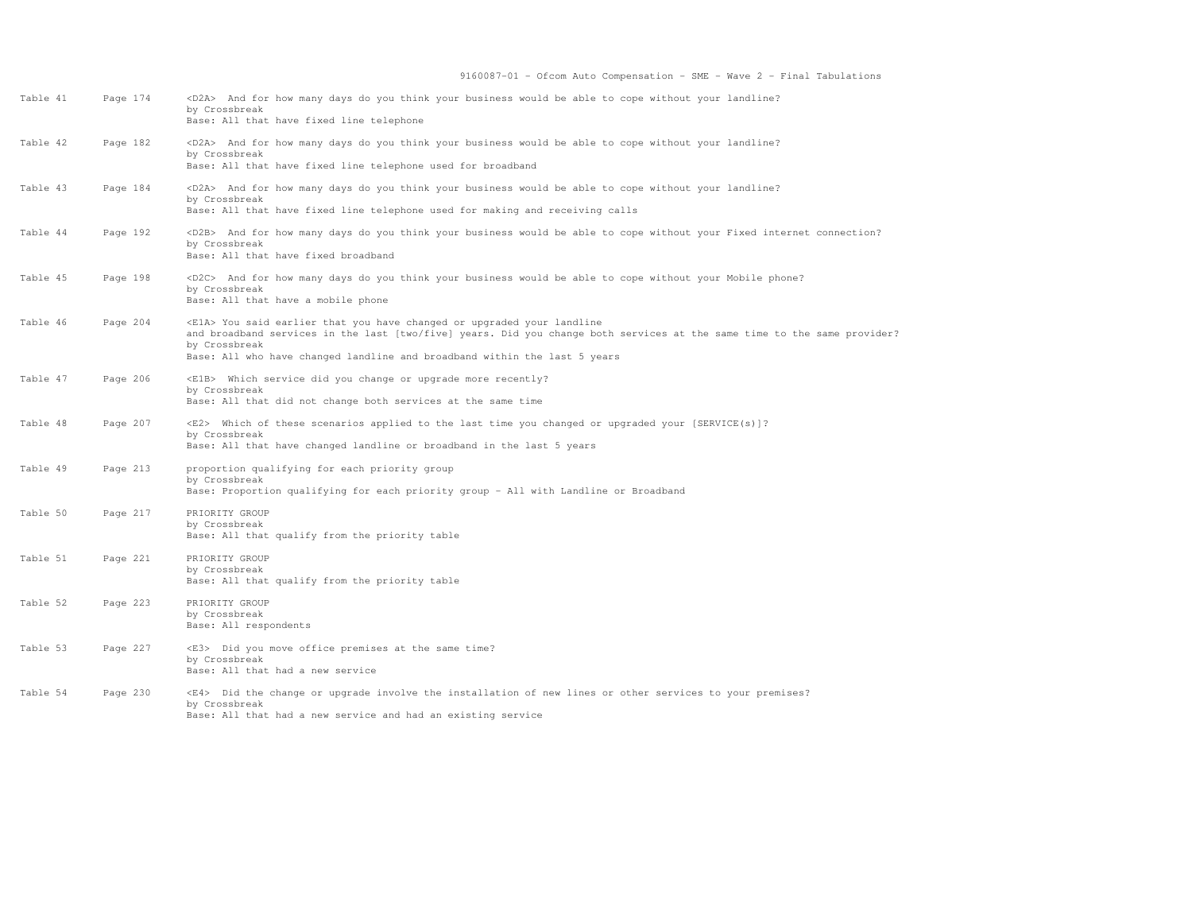| Table | Page | Description |
|---|---|---|
| Table 41 | Page 174 | <D2A> And for how many days do you think your business would be able to cope without your landline?<br>by Crossbreak<br>Base: All that have fixed line telephone |
| Table 42 | Page 182 | <D2A> And for how many days do you think your business would be able to cope without your landline?<br>by Crossbreak<br>Base: All that have fixed line telephone used for broadband |
| Table 43 | Page 184 | <D2A> And for how many days do you think your business would be able to cope without your landline?<br>by Crossbreak<br>Base: All that have fixed line telephone used for making and receiving calls |
| Table 44 | Page 192 | <D2B> And for how many days do you think your business would be able to cope without your Fixed internet connection?<br>by Crossbreak<br>Base: All that have fixed broadband |
| Table 45 | Page 198 | <D2C> And for how many days do you think your business would be able to cope without your Mobile phone?<br>by Crossbreak<br>Base: All that have a mobile phone |
| Table 46 | Page 204 | <E1A> You said earlier that you have changed or upgraded your landline and broadband services in the last [two/five] years. Did you change both services at the same time to the same provider?<br>by Crossbreak<br>Base: All who have changed landline and broadband within the last 5 years |
| Table 47 | Page 206 | <E1B> Which service did you change or upgrade more recently?<br>by Crossbreak<br>Base: All that did not change both services at the same time |
| Table 48 | Page 207 | <E2> Which of these scenarios applied to the last time you changed or upgraded your [SERVICE(s)]?<br>by Crossbreak<br>Base: All that have changed landline or broadband in the last 5 years |
| Table 49 | Page 213 | proportion qualifying for each priority group<br>by Crossbreak<br>Base: Proportion qualifying for each priority group - All with Landline or Broadband |
| Table 50 | Page 217 | PRIORITY GROUP<br>by Crossbreak<br>Base: All that qualify from the priority table |
| Table 51 | Page 221 | PRIORITY GROUP<br>by Crossbreak<br>Base: All that qualify from the priority table |
| Table 52 | Page 223 | PRIORITY GROUP<br>by Crossbreak<br>Base: All respondents |
| Table 53 | Page 227 | <E3> Did you move office premises at the same time?<br>by Crossbreak<br>Base: All that had a new service |
| Table 54 | Page 230 | <E4> Did the change or upgrade involve the installation of new lines or other services to your premises?<br>by Crossbreak<br>Base: All that had a new service and had an existing service |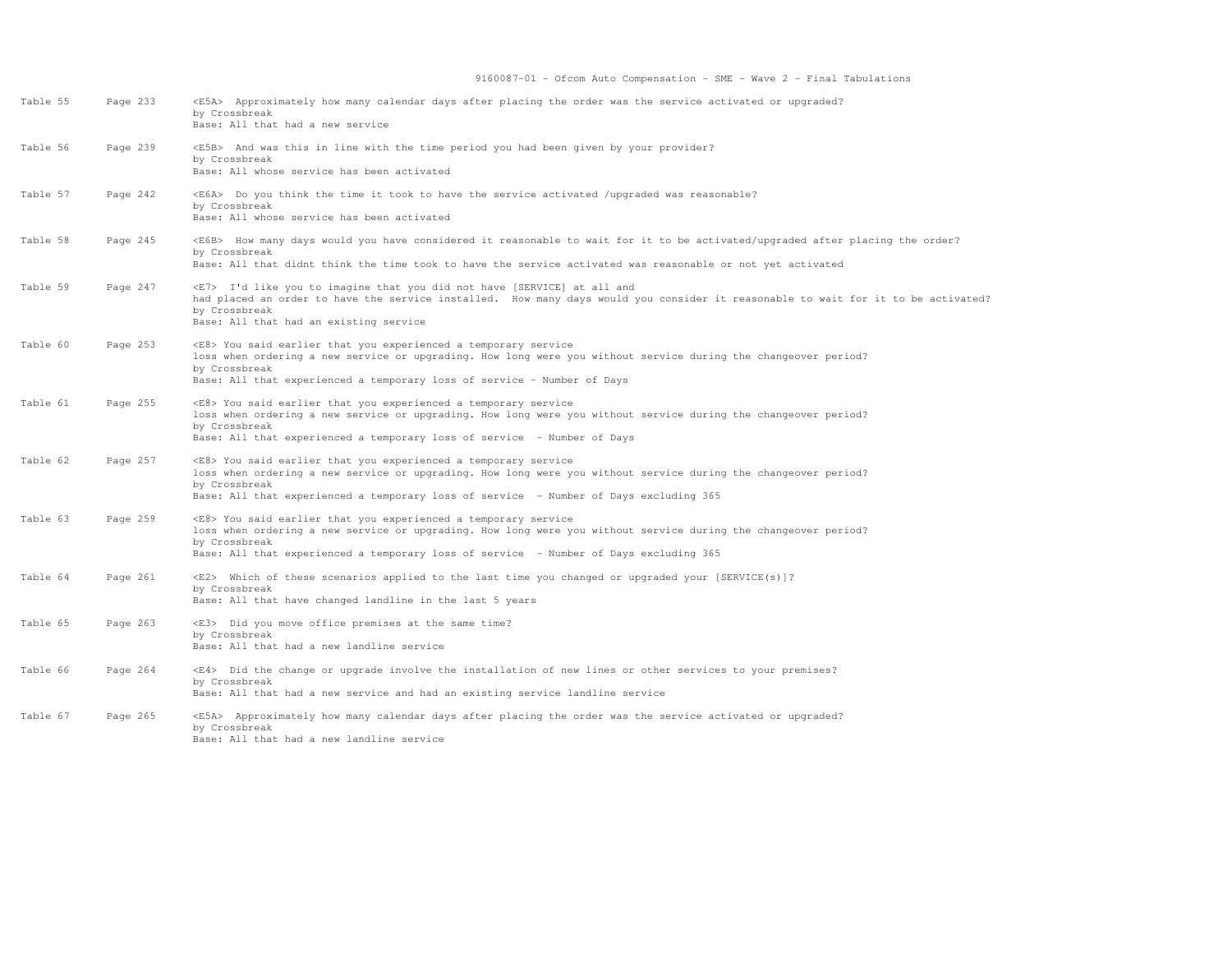| Table | Page | Description |
|---|---|---|
| Table 55 | Page 233 | <E5A> Approximately how many calendar days after placing the order was the service activated or upgraded?<br>by Crossbreak<br>Base: All that had a new service |
| Table 56 | Page 239 | <E5B> And was this in line with the time period you had been given by your provider?<br>by Crossbreak<br>Base: All whose service has been activated |
| Table 57 | Page 242 | <E6A> Do you think the time it took to have the service activated /upgraded was reasonable?<br>by Crossbreak<br>Base: All whose service has been activated |
| Table 58 | Page 245 | <E6B> How many days would you have considered it reasonable to wait for it to be activated/upgraded after placing the order?<br>by Crossbreak<br>Base: All that didnt think the time took to have the service activated was reasonable or not yet activated |
| Table 59 | Page 247 | <E7> I'd like you to imagine that you did not have [SERVICE] at all and had placed an order to have the service installed. How many days would you consider it reasonable to wait for it to be activated?<br>by Crossbreak<br>Base: All that had an existing service |
| Table 60 | Page 253 | <E8> You said earlier that you experienced a temporary service loss when ordering a new service or upgrading. How long were you without service during the changeover period?<br>by Crossbreak<br>Base: All that experienced a temporary loss of service - Number of Days |
| Table 61 | Page 255 | <E8> You said earlier that you experienced a temporary service loss when ordering a new service or upgrading. How long were you without service during the changeover period?<br>by Crossbreak<br>Base: All that experienced a temporary loss of service - Number of Days |
| Table 62 | Page 257 | <E8> You said earlier that you experienced a temporary service loss when ordering a new service or upgrading. How long were you without service during the changeover period?<br>by Crossbreak<br>Base: All that experienced a temporary loss of service - Number of Days excluding 365 |
| Table 63 | Page 259 | <E8> You said earlier that you experienced a temporary service loss when ordering a new service or upgrading. How long were you without service during the changeover period?<br>by Crossbreak<br>Base: All that experienced a temporary loss of service - Number of Days excluding 365 |
| Table 64 | Page 261 | <E2> Which of these scenarios applied to the last time you changed or upgraded your [SERVICE(s)]?<br>by Crossbreak<br>Base: All that have changed landline in the last 5 years |
| Table 65 | Page 263 | <E3> Did you move office premises at the same time?<br>by Crossbreak<br>Base: All that had a new landline service |
| Table 66 | Page 264 | <E4> Did the change or upgrade involve the installation of new lines or other services to your premises?<br>by Crossbreak<br>Base: All that had a new service and had an existing service landline service |
| Table 67 | Page 265 | <E5A> Approximately how many calendar days after placing the order was the service activated or upgraded?<br>by Crossbreak<br>Base: All that had a new landline service |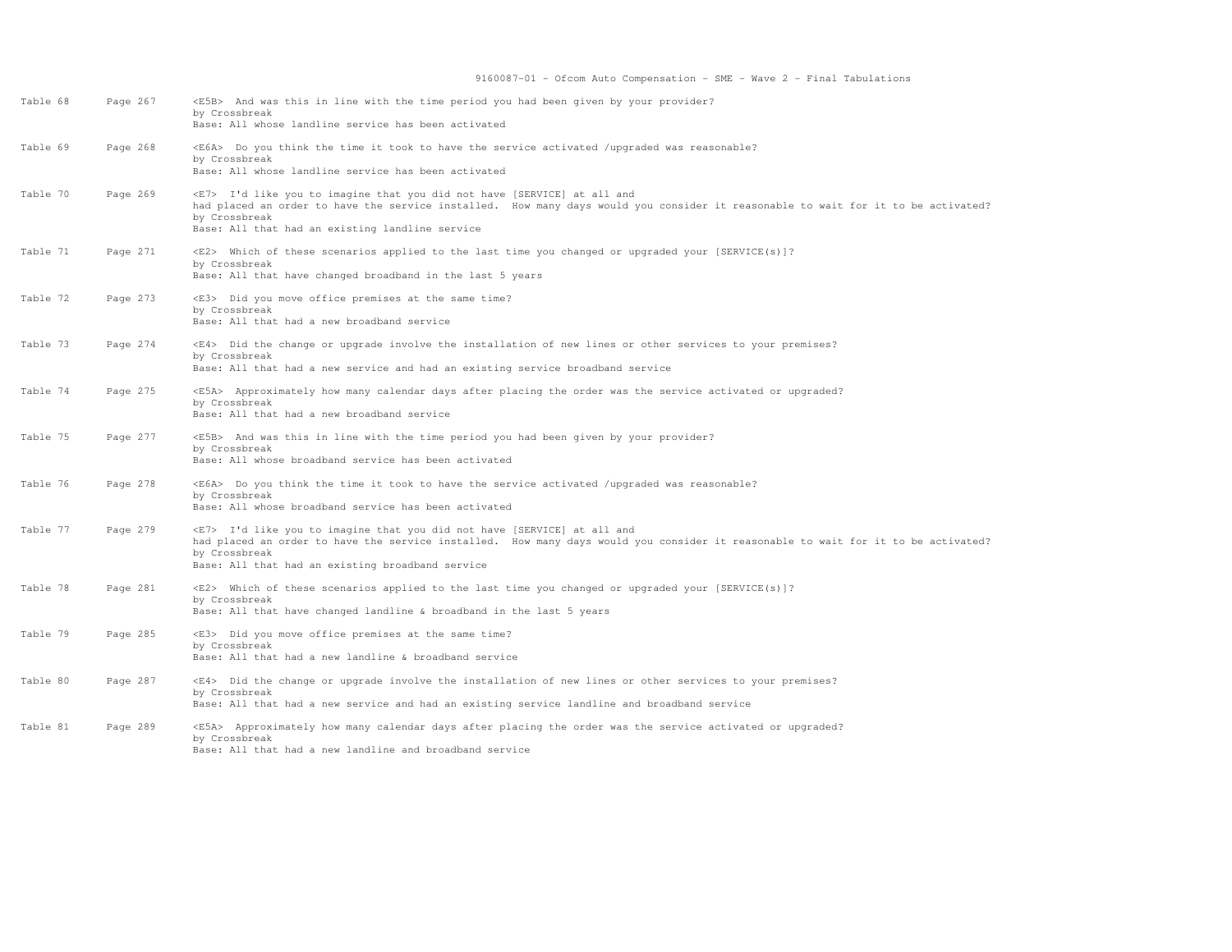| Table | Page | Description |
|---|---|---|
| Table 68 | Page 267 | <E5B> And was this in line with the time period you had been given by your provider?<br>by Crossbreak<br>Base: All whose landline service has been activated |
| Table 69 | Page 268 | <E6A> Do you think the time it took to have the service activated /upgraded was reasonable?<br>by Crossbreak<br>Base: All whose landline service has been activated |
| Table 70 | Page 269 | <E7> I'd like you to imagine that you did not have [SERVICE] at all and<br>had placed an order to have the service installed. How many days would you consider it reasonable to wait for it to be activated?<br>by Crossbreak<br>Base: All that had an existing landline service |
| Table 71 | Page 271 | <E2> Which of these scenarios applied to the last time you changed or upgraded your [SERVICE(s)]?<br>by Crossbreak<br>Base: All that have changed broadband in the last 5 years |
| Table 72 | Page 273 | <E3> Did you move office premises at the same time?<br>by Crossbreak<br>Base: All that had a new broadband service |
| Table 73 | Page 274 | <E4> Did the change or upgrade involve the installation of new lines or other services to your premises?<br>by Crossbreak<br>Base: All that had a new service and had an existing service broadband service |
| Table 74 | Page 275 | <E5A> Approximately how many calendar days after placing the order was the service activated or upgraded?<br>by Crossbreak<br>Base: All that had a new broadband service |
| Table 75 | Page 277 | <E5B> And was this in line with the time period you had been given by your provider?<br>by Crossbreak<br>Base: All whose broadband service has been activated |
| Table 76 | Page 278 | <E6A> Do you think the time it took to have the service activated /upgraded was reasonable?<br>by Crossbreak<br>Base: All whose broadband service has been activated |
| Table 77 | Page 279 | <E7> I'd like you to imagine that you did not have [SERVICE] at all and<br>had placed an order to have the service installed. How many days would you consider it reasonable to wait for it to be activated?<br>by Crossbreak<br>Base: All that had an existing broadband service |
| Table 78 | Page 281 | <E2> Which of these scenarios applied to the last time you changed or upgraded your [SERVICE(s)]?<br>by Crossbreak<br>Base: All that have changed landline & broadband in the last 5 years |
| Table 79 | Page 285 | <E3> Did you move office premises at the same time?<br>by Crossbreak<br>Base: All that had a new landline & broadband service |
| Table 80 | Page 287 | <E4> Did the change or upgrade involve the installation of new lines or other services to your premises?<br>by Crossbreak<br>Base: All that had a new service and had an existing service landline and broadband service |
| Table 81 | Page 289 | <E5A> Approximately how many calendar days after placing the order was the service activated or upgraded?<br>by Crossbreak<br>Base: All that had a new landline and broadband service |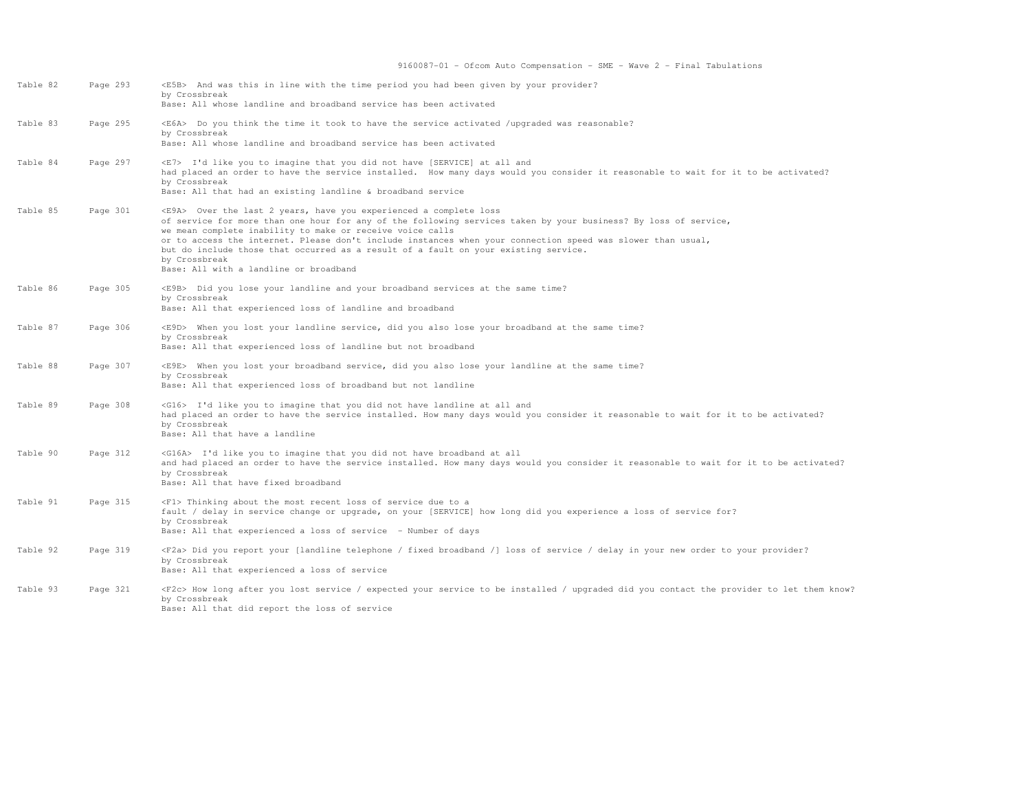| Table | Page | Description |
|---|---|---|
| Table 82 | Page 293 | <E5B> And was this in line with the time period you had been given by your provider?<br>by Crossbreak<br>Base: All whose landline and broadband service has been activated |
| Table 83 | Page 295 | <E6A> Do you think the time it took to have the service activated /upgraded was reasonable?<br>by Crossbreak<br>Base: All whose landline and broadband service has been activated |
| Table 84 | Page 297 | <E7> I'd like you to imagine that you did not have [SERVICE] at all and had placed an order to have the service installed. How many days would you consider it reasonable to wait for it to be activated?<br>by Crossbreak<br>Base: All that had an existing landline & broadband service |
| Table 85 | Page 301 | <E9A> Over the last 2 years, have you experienced a complete loss of service for more than one hour for any of the following services taken by your business? By loss of service, we mean complete inability to make or receive voice calls or to access the internet. Please don't include instances when your connection speed was slower than usual, but do include those that occurred as a result of a fault on your existing service.<br>by Crossbreak<br>Base: All with a landline or broadband |
| Table 86 | Page 305 | <E9B> Did you lose your landline and your broadband services at the same time?<br>by Crossbreak<br>Base: All that experienced loss of landline and broadband |
| Table 87 | Page 306 | <E9D> When you lost your landline service, did you also lose your broadband at the same time?<br>by Crossbreak<br>Base: All that experienced loss of landline but not broadband |
| Table 88 | Page 307 | <E9E> When you lost your broadband service, did you also lose your landline at the same time?<br>by Crossbreak<br>Base: All that experienced loss of broadband but not landline |
| Table 89 | Page 308 | <G16> I'd like you to imagine that you did not have landline at all and had placed an order to have the service installed. How many days would you consider it reasonable to wait for it to be activated?<br>by Crossbreak<br>Base: All that have a landline |
| Table 90 | Page 312 | <G16A> I'd like you to imagine that you did not have broadband at all and had placed an order to have the service installed. How many days would you consider it reasonable to wait for it to be activated?<br>by Crossbreak<br>Base: All that have fixed broadband |
| Table 91 | Page 315 | <F1> Thinking about the most recent loss of service due to a fault / delay in service change or upgrade, on your [SERVICE] how long did you experience a loss of service for?<br>by Crossbreak<br>Base: All that experienced a loss of service - Number of days |
| Table 92 | Page 319 | <F2a> Did you report your [landline telephone / fixed broadband /] loss of service / delay in your new order to your provider?<br>by Crossbreak<br>Base: All that experienced a loss of service |
| Table 93 | Page 321 | <F2c> How long after you lost service / expected your service to be installed / upgraded did you contact the provider to let them know?<br>by Crossbreak<br>Base: All that did report the loss of service |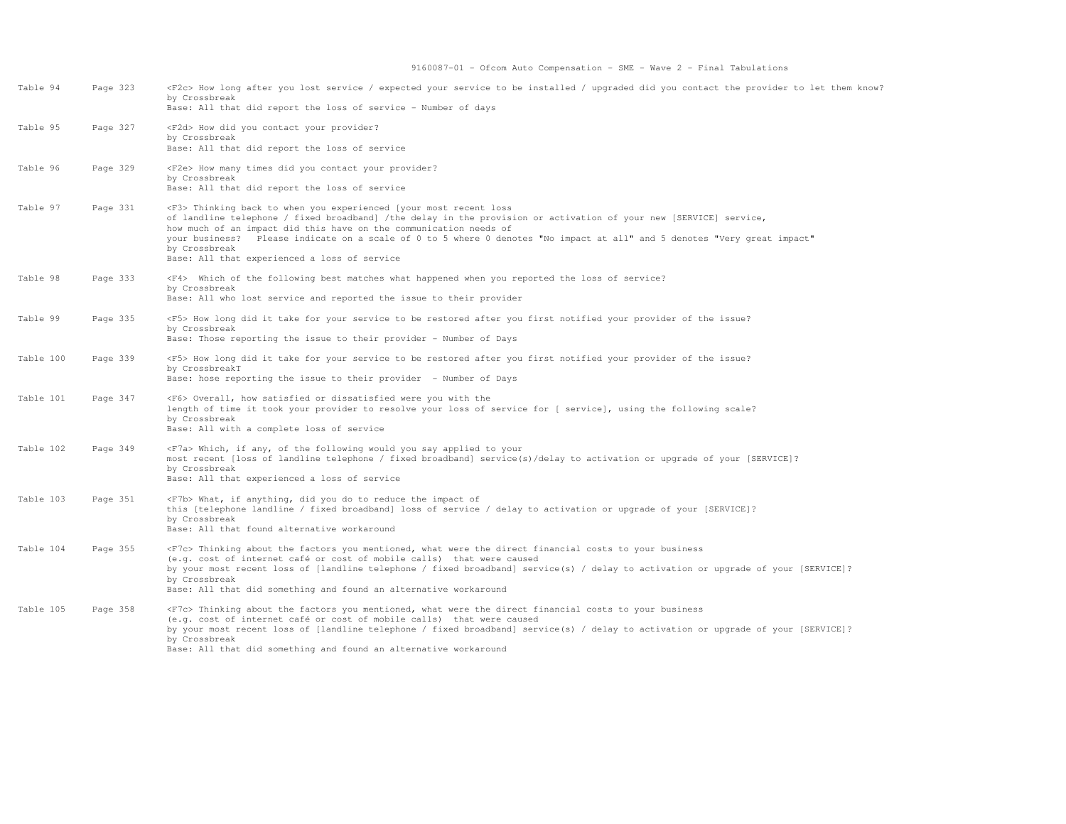| | | |
|---|---|---|
| Table 94 | Page 323 | <F2c> How long after you lost service / expected your service to be installed / upgraded did you contact the provider to let them know?<br>by Crossbreak<br>Base: All that did report the loss of service - Number of days |
| Table 95 | Page 327 | <F2d> How did you contact your provider?<br>by Crossbreak<br>Base: All that did report the loss of service |
| Table 96 | Page 329 | <F2e> How many times did you contact your provider?<br>by Crossbreak<br>Base: All that did report the loss of service |
| Table 97 | Page 331 | <F3> Thinking back to when you experienced [your most recent loss of landline telephone / fixed broadband] /the delay in the provision or activation of your new [SERVICE] service, how much of an impact did this have on the communication needs of your business? Please indicate on a scale of 0 to 5 where 0 denotes "No impact at all" and 5 denotes "Very great impact"<br>by Crossbreak<br>Base: All that experienced a loss of service |
| Table 98 | Page 333 | <F4> Which of the following best matches what happened when you reported the loss of service?<br>by Crossbreak<br>Base: All who lost service and reported the issue to their provider |
| Table 99 | Page 335 | <F5> How long did it take for your service to be restored after you first notified your provider of the issue?<br>by Crossbreak<br>Base: Those reporting the issue to their provider - Number of Days |
| Table 100 | Page 339 | <F5> How long did it take for your service to be restored after you first notified your provider of the issue?<br>by CrossbreakT<br>Base: hose reporting the issue to their provider - Number of Days |
| Table 101 | Page 347 | <F6> Overall, how satisfied or dissatisfied were you with the length of time it took your provider to resolve your loss of service for [ service], using the following scale?<br>by Crossbreak<br>Base: All with a complete loss of service |
| Table 102 | Page 349 | <F7a> Which, if any, of the following would you say applied to your most recent [loss of landline telephone / fixed broadband] service(s)/delay to activation or upgrade of your [SERVICE]?<br>by Crossbreak<br>Base: All that experienced a loss of service |
| Table 103 | Page 351 | <F7b> What, if anything, did you do to reduce the impact of this [telephone landline / fixed broadband] loss of service / delay to activation or upgrade of your [SERVICE]?<br>by Crossbreak<br>Base: All that found alternative workaround |
| Table 104 | Page 355 | <F7c> Thinking about the factors you mentioned, what were the direct financial costs to your business (e.g. cost of internet café or cost of mobile calls) that were caused by your most recent loss of [landline telephone / fixed broadband] service(s) / delay to activation or upgrade of your [SERVICE]?<br>by Crossbreak<br>Base: All that did something and found an alternative workaround |
| Table 105 | Page 358 | <F7c> Thinking about the factors you mentioned, what were the direct financial costs to your business (e.g. cost of internet café or cost of mobile calls) that were caused by your most recent loss of [landline telephone / fixed broadband] service(s) / delay to activation or upgrade of your [SERVICE]?<br>by Crossbreak<br>Base: All that did something and found an alternative workaround |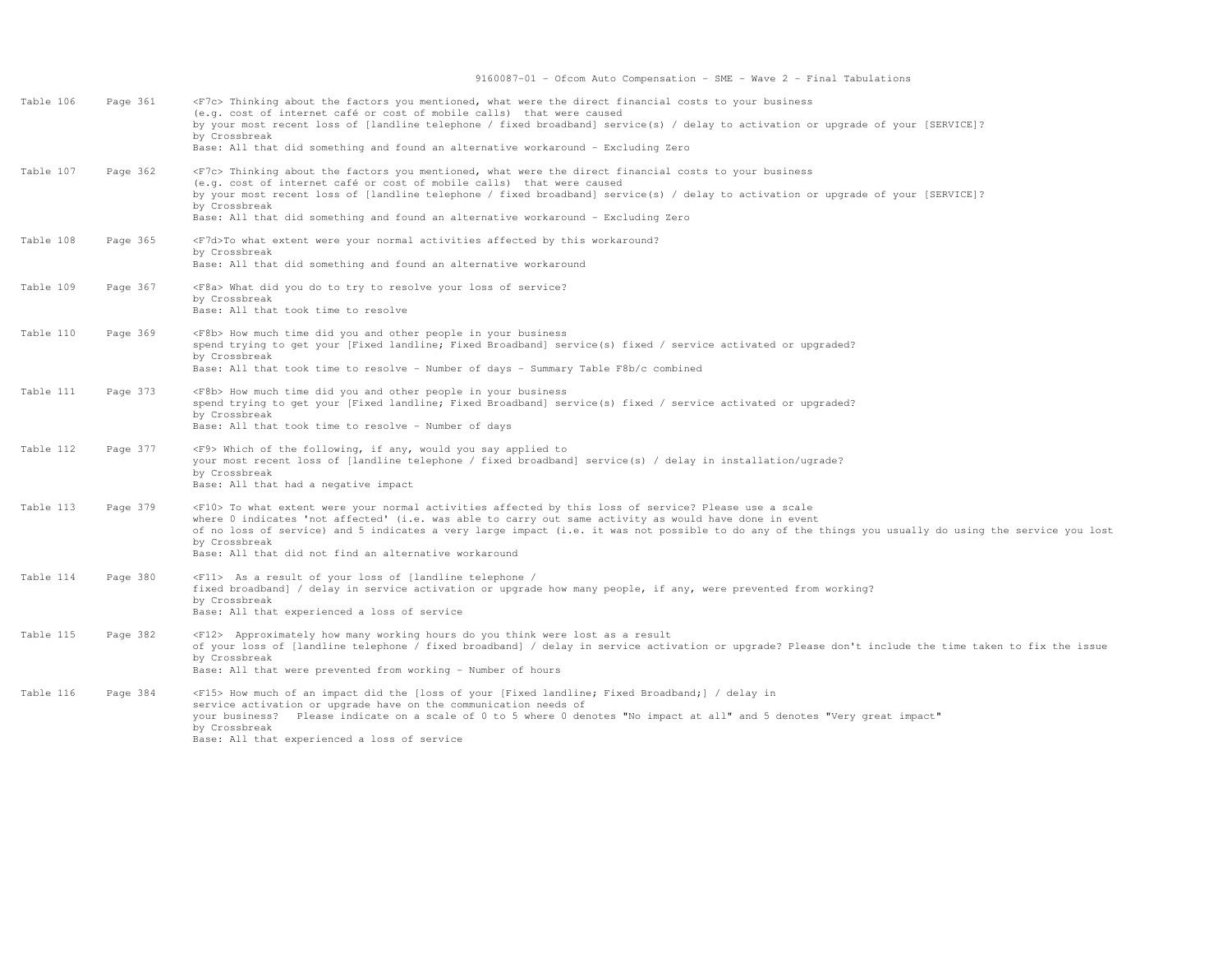| Table | Page | Description |
|---|---|---|
| Table 106 | Page 361 | <F7c> Thinking about the factors you mentioned, what were the direct financial costs to your business (e.g. cost of internet café or cost of mobile calls) that were caused by your most recent loss of [landline telephone / fixed broadband] service(s) / delay to activation or upgrade of your [SERVICE]?<br>by Crossbreak<br>Base: All that did something and found an alternative workaround - Excluding Zero |
| Table 107 | Page 362 | <F7c> Thinking about the factors you mentioned, what were the direct financial costs to your business (e.g. cost of internet café or cost of mobile calls) that were caused by your most recent loss of [landline telephone / fixed broadband] service(s) / delay to activation or upgrade of your [SERVICE]?<br>by Crossbreak<br>Base: All that did something and found an alternative workaround - Excluding Zero |
| Table 108 | Page 365 | <F7d>To what extent were your normal activities affected by this workaround?<br>by Crossbreak<br>Base: All that did something and found an alternative workaround |
| Table 109 | Page 367 | <F8a> What did you do to try to resolve your loss of service?<br>by Crossbreak<br>Base: All that took time to resolve |
| Table 110 | Page 369 | <F8b> How much time did you and other people in your business spend trying to get your [Fixed landline; Fixed Broadband] service(s) fixed / service activated or upgraded?<br>by Crossbreak<br>Base: All that took time to resolve - Number of days - Summary Table F8b/c combined |
| Table 111 | Page 373 | <F8b> How much time did you and other people in your business spend trying to get your [Fixed landline; Fixed Broadband] service(s) fixed / service activated or upgraded?<br>by Crossbreak<br>Base: All that took time to resolve - Number of days |
| Table 112 | Page 377 | <F9> Which of the following, if any, would you say applied to your most recent loss of [landline telephone / fixed broadband] service(s) / delay in installation/ugrade?<br>by Crossbreak<br>Base: All that had a negative impact |
| Table 113 | Page 379 | <F10> To what extent were your normal activities affected by this loss of service? Please use a scale where 0 indicates 'not affected' (i.e. was able to carry out same activity as would have done in event of no loss of service) and 5 indicates a very large impact (i.e. it was not possible to do any of the things you usually do using the service you lost<br>by Crossbreak<br>Base: All that did not find an alternative workaround |
| Table 114 | Page 380 | <F11> As a result of your loss of [landline telephone / fixed broadband] / delay in service activation or upgrade how many people, if any, were prevented from working?<br>by Crossbreak<br>Base: All that experienced a loss of service |
| Table 115 | Page 382 | <F12> Approximately how many working hours do you think were lost as a result of your loss of [landline telephone / fixed broadband] / delay in service activation or upgrade? Please don't include the time taken to fix the issue<br>by Crossbreak<br>Base: All that were prevented from working - Number of hours |
| Table 116 | Page 384 | <F15> How much of an impact did the [loss of your [Fixed landline; Fixed Broadband;] / delay in service activation or upgrade have on the communication needs of your business? Please indicate on a scale of 0 to 5 where 0 denotes "No impact at all" and 5 denotes "Very great impact"<br>by Crossbreak<br>Base: All that experienced a loss of service |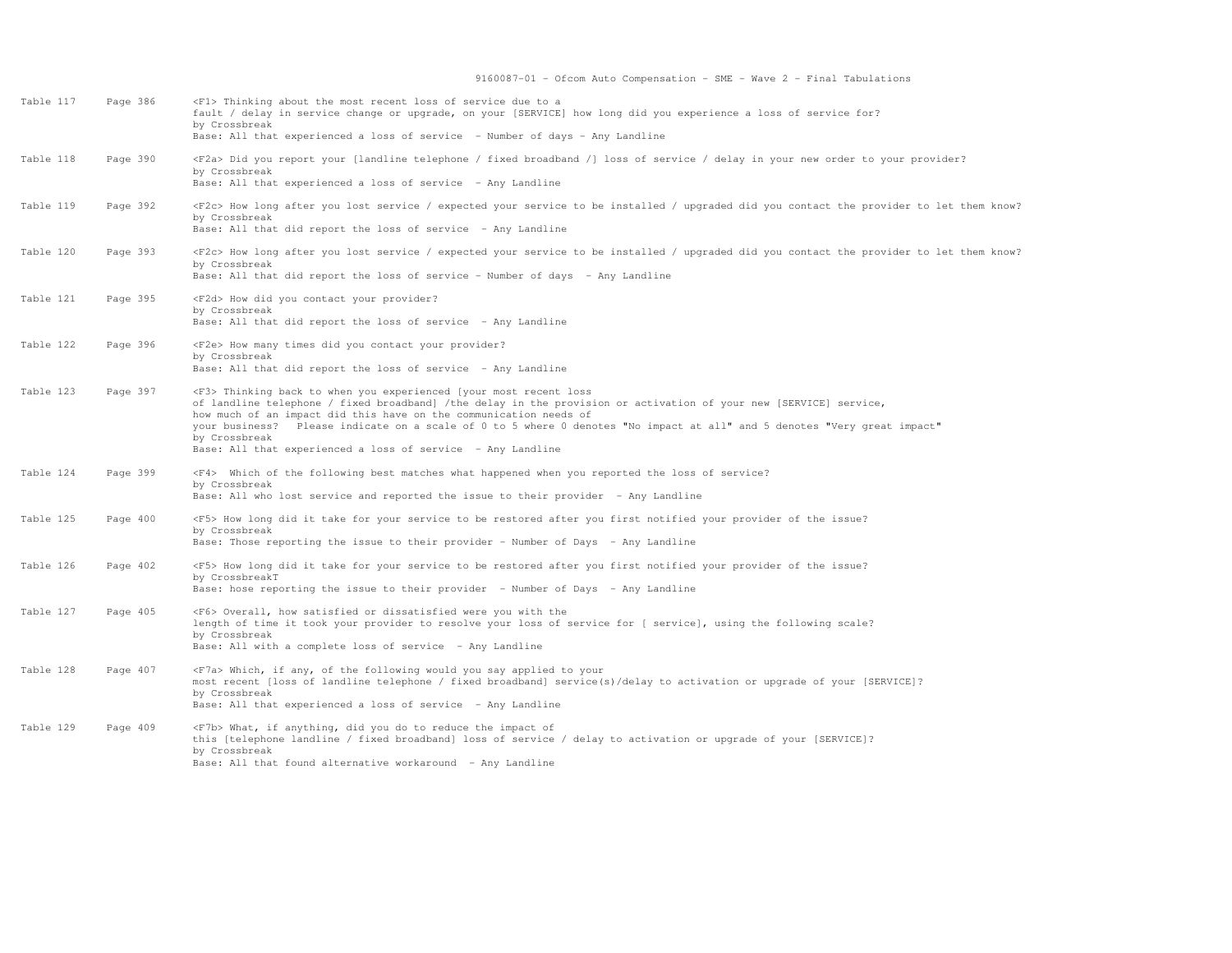| Table | Page | Description |
|---|---|---|
| Table 117 | Page 386 | <F1> Thinking about the most recent loss of service due to a fault / delay in service change or upgrade, on your [SERVICE] how long did you experience a loss of service for?<br>by Crossbreak<br>Base: All that experienced a loss of service - Number of days - Any Landline |
| Table 118 | Page 390 | <F2a> Did you report your [landline telephone / fixed broadband /] loss of service / delay in your new order to your provider?<br>by Crossbreak<br>Base: All that experienced a loss of service - Any Landline |
| Table 119 | Page 392 | <F2c> How long after you lost service / expected your service to be installed / upgraded did you contact the provider to let them know?<br>by Crossbreak<br>Base: All that did report the loss of service - Any Landline |
| Table 120 | Page 393 | <F2c> How long after you lost service / expected your service to be installed / upgraded did you contact the provider to let them know?<br>by Crossbreak<br>Base: All that did report the loss of service - Number of days - Any Landline |
| Table 121 | Page 395 | <F2d> How did you contact your provider?<br>by Crossbreak<br>Base: All that did report the loss of service - Any Landline |
| Table 122 | Page 396 | <F2e> How many times did you contact your provider?<br>by Crossbreak<br>Base: All that did report the loss of service - Any Landline |
| Table 123 | Page 397 | <F3> Thinking back to when you experienced [your most recent loss of landline telephone / fixed broadband] /the delay in the provision or activation of your new [SERVICE] service, how much of an impact did this have on the communication needs of your business? Please indicate on a scale of 0 to 5 where 0 denotes "No impact at all" and 5 denotes "Very great impact"<br>by Crossbreak<br>Base: All that experienced a loss of service - Any Landline |
| Table 124 | Page 399 | <F4> Which of the following best matches what happened when you reported the loss of service?<br>by Crossbreak<br>Base: All who lost service and reported the issue to their provider - Any Landline |
| Table 125 | Page 400 | <F5> How long did it take for your service to be restored after you first notified your provider of the issue?<br>by Crossbreak<br>Base: Those reporting the issue to their provider - Number of Days - Any Landline |
| Table 126 | Page 402 | <F5> How long did it take for your service to be restored after you first notified your provider of the issue?<br>by CrossbreakT<br>Base: hose reporting the issue to their provider - Number of Days - Any Landline |
| Table 127 | Page 405 | <F6> Overall, how satisfied or dissatisfied were you with the length of time it took your provider to resolve your loss of service for [ service], using the following scale?<br>by Crossbreak<br>Base: All with a complete loss of service - Any Landline |
| Table 128 | Page 407 | <F7a> Which, if any, of the following would you say applied to your most recent [loss of landline telephone / fixed broadband] service(s)/delay to activation or upgrade of your [SERVICE]?<br>by Crossbreak<br>Base: All that experienced a loss of service - Any Landline |
| Table 129 | Page 409 | <F7b> What, if anything, did you do to reduce the impact of this [telephone landline / fixed broadband] loss of service / delay to activation or upgrade of your [SERVICE]?<br>by Crossbreak<br>Base: All that found alternative workaround - Any Landline |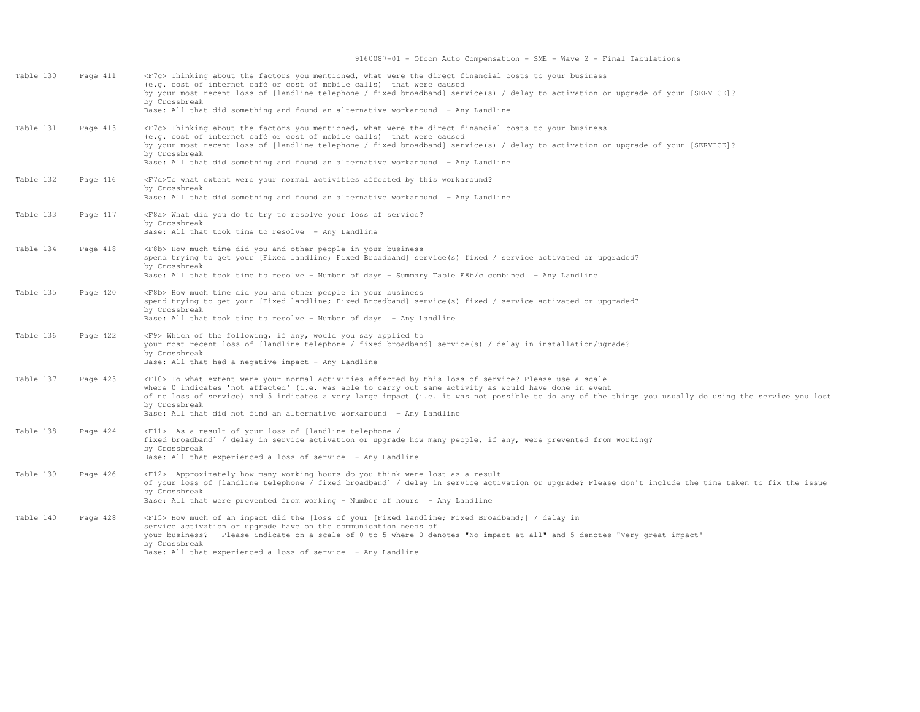| Table | Page | Description |
|---|---|---|
| Table 130 | Page 411 | <F7c> Thinking about the factors you mentioned, what were the direct financial costs to your business (e.g. cost of internet café or cost of mobile calls) that were caused by your most recent loss of [landline telephone / fixed broadband] service(s) / delay to activation or upgrade of your [SERVICE]? by Crossbreak Base: All that did something and found an alternative workaround - Any Landline |
| Table 131 | Page 413 | <F7c> Thinking about the factors you mentioned, what were the direct financial costs to your business (e.g. cost of internet café or cost of mobile calls) that were caused by your most recent loss of [landline telephone / fixed broadband] service(s) / delay to activation or upgrade of your [SERVICE]? by Crossbreak Base: All that did something and found an alternative workaround - Any Landline |
| Table 132 | Page 416 | <F7d>To what extent were your normal activities affected by this workaround? by Crossbreak Base: All that did something and found an alternative workaround - Any Landline |
| Table 133 | Page 417 | <F8a> What did you do to try to resolve your loss of service? by Crossbreak Base: All that took time to resolve - Any Landline |
| Table 134 | Page 418 | <F8b> How much time did you and other people in your business spend trying to get your [Fixed landline; Fixed Broadband] service(s) fixed / service activated or upgraded? by Crossbreak Base: All that took time to resolve - Number of days - Summary Table F8b/c combined - Any Landline |
| Table 135 | Page 420 | <F8b> How much time did you and other people in your business spend trying to get your [Fixed landline; Fixed Broadband] service(s) fixed / service activated or upgraded? by Crossbreak Base: All that took time to resolve - Number of days - Any Landline |
| Table 136 | Page 422 | <F9> Which of the following, if any, would you say applied to your most recent loss of [landline telephone / fixed broadband] service(s) / delay in installation/ugrade? by Crossbreak Base: All that had a negative impact - Any Landline |
| Table 137 | Page 423 | <F10> To what extent were your normal activities affected by this loss of service? Please use a scale where 0 indicates 'not affected' (i.e. was able to carry out same activity as would have done in event of no loss of service) and 5 indicates a very large impact (i.e. it was not possible to do any of the things you usually do using the service you lost by Crossbreak Base: All that did not find an alternative workaround - Any Landline |
| Table 138 | Page 424 | <F11> As a result of your loss of [landline telephone / fixed broadband] / delay in service activation or upgrade how many people, if any, were prevented from working? by Crossbreak Base: All that experienced a loss of service - Any Landline |
| Table 139 | Page 426 | <F12> Approximately how many working hours do you think were lost as a result of your loss of [landline telephone / fixed broadband] / delay in service activation or upgrade? Please don't include the time taken to fix the issue by Crossbreak Base: All that were prevented from working - Number of hours - Any Landline |
| Table 140 | Page 428 | <F15> How much of an impact did the [loss of your [Fixed landline; Fixed Broadband;] / delay in service activation or upgrade have on the communication needs of your business? Please indicate on a scale of 0 to 5 where 0 denotes "No impact at all" and 5 denotes "Very great impact" by Crossbreak Base: All that experienced a loss of service - Any Landline |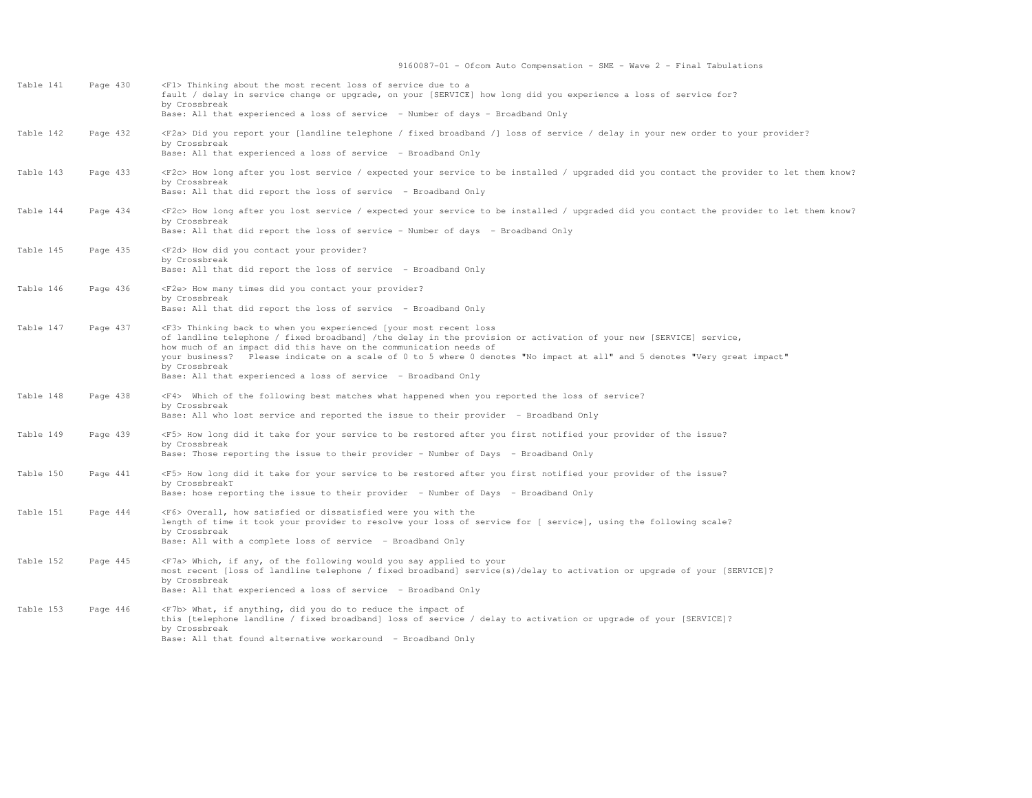| Table | Page | Description |
|---|---|---|
| Table 141 | Page 430 | <F1> Thinking about the most recent loss of service due to a fault / delay in service change or upgrade, on your [SERVICE] how long did you experience a loss of service for?<br>by Crossbreak<br>Base: All that experienced a loss of service - Number of days - Broadband Only |
| Table 142 | Page 432 | <F2a> Did you report your [landline telephone / fixed broadband /] loss of service / delay in your new order to your provider?<br>by Crossbreak<br>Base: All that experienced a loss of service - Broadband Only |
| Table 143 | Page 433 | <F2c> How long after you lost service / expected your service to be installed / upgraded did you contact the provider to let them know?<br>by Crossbreak<br>Base: All that did report the loss of service - Broadband Only |
| Table 144 | Page 434 | <F2c> How long after you lost service / expected your service to be installed / upgraded did you contact the provider to let them know?<br>by Crossbreak<br>Base: All that did report the loss of service - Number of days - Broadband Only |
| Table 145 | Page 435 | <F2d> How did you contact your provider?<br>by Crossbreak<br>Base: All that did report the loss of service - Broadband Only |
| Table 146 | Page 436 | <F2e> How many times did you contact your provider?<br>by Crossbreak<br>Base: All that did report the loss of service - Broadband Only |
| Table 147 | Page 437 | <F3> Thinking back to when you experienced [your most recent loss of landline telephone / fixed broadband] /the delay in the provision or activation of your new [SERVICE] service, how much of an impact did this have on the communication needs of your business? Please indicate on a scale of 0 to 5 where 0 denotes "No impact at all" and 5 denotes "Very great impact"<br>by Crossbreak<br>Base: All that experienced a loss of service - Broadband Only |
| Table 148 | Page 438 | <F4> Which of the following best matches what happened when you reported the loss of service?<br>by Crossbreak<br>Base: All who lost service and reported the issue to their provider - Broadband Only |
| Table 149 | Page 439 | <F5> How long did it take for your service to be restored after you first notified your provider of the issue?<br>by Crossbreak<br>Base: Those reporting the issue to their provider - Number of Days - Broadband Only |
| Table 150 | Page 441 | <F5> How long did it take for your service to be restored after you first notified your provider of the issue?<br>by CrossbreakT<br>Base: hose reporting the issue to their provider - Number of Days - Broadband Only |
| Table 151 | Page 444 | <F6> Overall, how satisfied or dissatisfied were you with the length of time it took your provider to resolve your loss of service for [ service], using the following scale?<br>by Crossbreak<br>Base: All with a complete loss of service - Broadband Only |
| Table 152 | Page 445 | <F7a> Which, if any, of the following would you say applied to your most recent [loss of landline telephone / fixed broadband] service(s)/delay to activation or upgrade of your [SERVICE]?<br>by Crossbreak<br>Base: All that experienced a loss of service - Broadband Only |
| Table 153 | Page 446 | <F7b> What, if anything, did you do to reduce the impact of this [telephone landline / fixed broadband] loss of service / delay to activation or upgrade of your [SERVICE]?<br>by Crossbreak<br>Base: All that found alternative workaround - Broadband Only |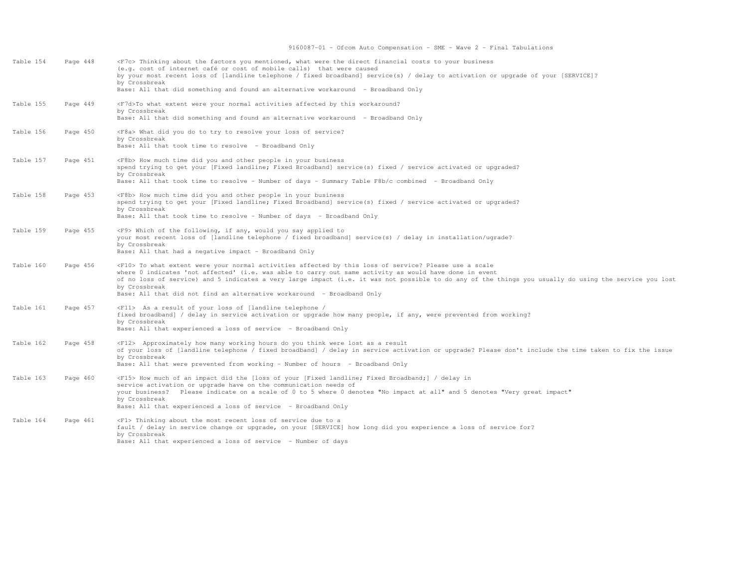| Table | Page | Description |
|---|---|---|
| Table 154 | Page 448 | <F7c> Thinking about the factors you mentioned, what were the direct financial costs to your business (e.g. cost of internet café or cost of mobile calls) that were caused by your most recent loss of [landline telephone / fixed broadband] service(s) / delay to activation or upgrade of your [SERVICE]? by Crossbreak Base: All that did something and found an alternative workaround - Broadband Only |
| Table 155 | Page 449 | <F7d>To what extent were your normal activities affected by this workaround? by Crossbreak Base: All that did something and found an alternative workaround - Broadband Only |
| Table 156 | Page 450 | <F8a> What did you do to try to resolve your loss of service? by Crossbreak Base: All that took time to resolve - Broadband Only |
| Table 157 | Page 451 | <F8b> How much time did you and other people in your business spend trying to get your [Fixed landline; Fixed Broadband] service(s) fixed / service activated or upgraded? by Crossbreak Base: All that took time to resolve - Number of days - Summary Table F8b/c combined - Broadband Only |
| Table 158 | Page 453 | <F8b> How much time did you and other people in your business spend trying to get your [Fixed landline; Fixed Broadband] service(s) fixed / service activated or upgraded? by Crossbreak Base: All that took time to resolve - Number of days - Broadband Only |
| Table 159 | Page 455 | <F9> Which of the following, if any, would you say applied to your most recent loss of [landline telephone / fixed broadband] service(s) / delay in installation/ugrade? by Crossbreak Base: All that had a negative impact - Broadband Only |
| Table 160 | Page 456 | <F10> To what extent were your normal activities affected by this loss of service? Please use a scale where 0 indicates 'not affected' (i.e. was able to carry out same activity as would have done in event of no loss of service) and 5 indicates a very large impact (i.e. it was not possible to do any of the things you usually do using the service you lost by Crossbreak Base: All that did not find an alternative workaround - Broadband Only |
| Table 161 | Page 457 | <F11> As a result of your loss of [landline telephone / fixed broadband] / delay in service activation or upgrade how many people, if any, were prevented from working? by Crossbreak Base: All that experienced a loss of service - Broadband Only |
| Table 162 | Page 458 | <F12> Approximately how many working hours do you think were lost as a result of your loss of [landline telephone / fixed broadband] / delay in service activation or upgrade? Please don't include the time taken to fix the issue by Crossbreak Base: All that were prevented from working - Number of hours - Broadband Only |
| Table 163 | Page 460 | <F15> How much of an impact did the [loss of your [Fixed landline; Fixed Broadband;] / delay in service activation or upgrade have on the communication needs of your business? Please indicate on a scale of 0 to 5 where 0 denotes "No impact at all" and 5 denotes "Very great impact" by Crossbreak Base: All that experienced a loss of service - Broadband Only |
| Table 164 | Page 461 | <F1> Thinking about the most recent loss of service due to a fault / delay in service change or upgrade, on your [SERVICE] how long did you experience a loss of service for? by Crossbreak Base: All that experienced a loss of service - Number of days |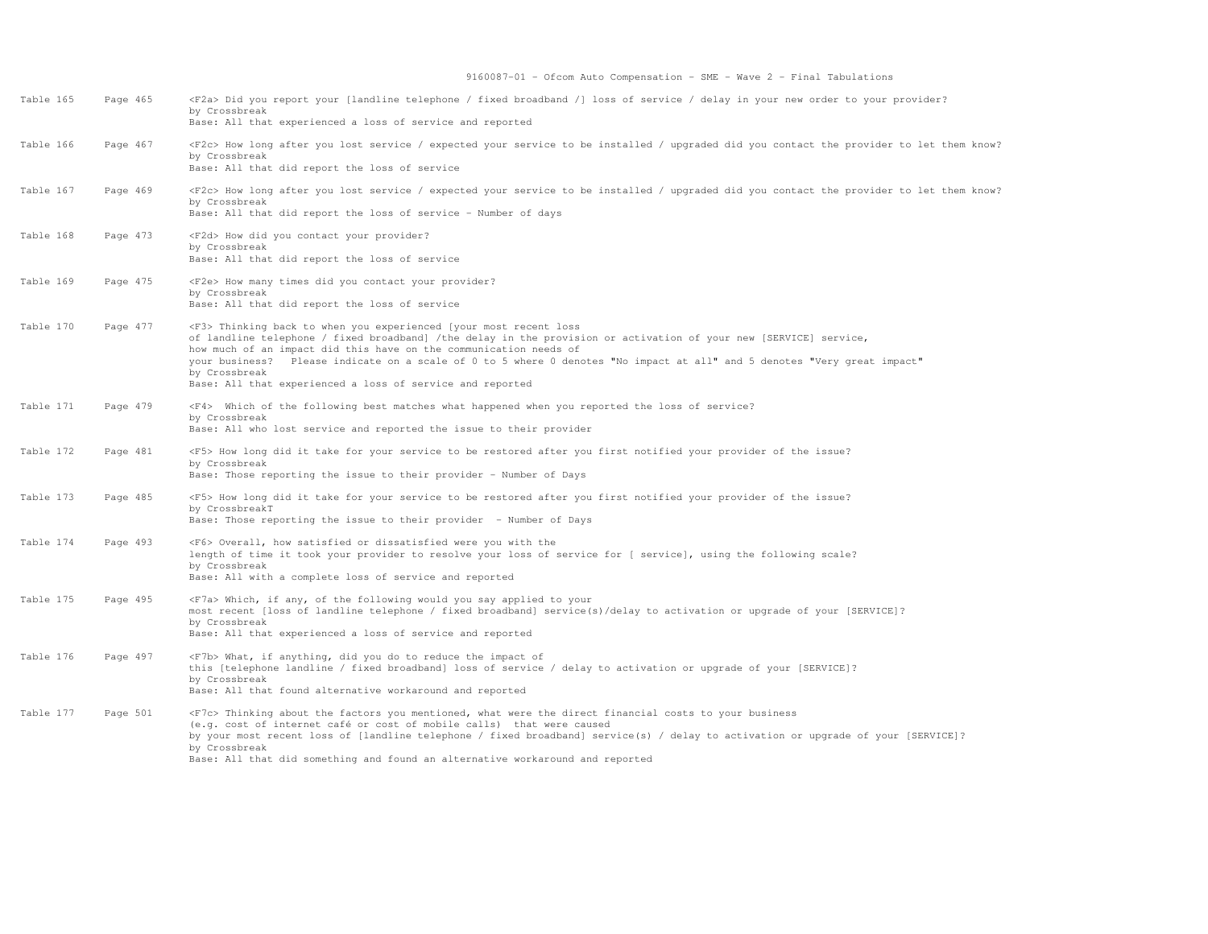| Table | Page | Description |
|---|---|---|
| Table 165 | Page 465 | <F2a> Did you report your [landline telephone / fixed broadband /] loss of service / delay in your new order to your provider?<br>by Crossbreak<br>Base: All that experienced a loss of service and reported |
| Table 166 | Page 467 | <F2c> How long after you lost service / expected your service to be installed / upgraded did you contact the provider to let them know?<br>by Crossbreak<br>Base: All that did report the loss of service |
| Table 167 | Page 469 | <F2c> How long after you lost service / expected your service to be installed / upgraded did you contact the provider to let them know?<br>by Crossbreak<br>Base: All that did report the loss of service - Number of days |
| Table 168 | Page 473 | <F2d> How did you contact your provider?<br>by Crossbreak<br>Base: All that did report the loss of service |
| Table 169 | Page 475 | <F2e> How many times did you contact your provider?<br>by Crossbreak<br>Base: All that did report the loss of service |
| Table 170 | Page 477 | <F3> Thinking back to when you experienced [your most recent loss of landline telephone / fixed broadband] /the delay in the provision or activation of your new [SERVICE] service, how much of an impact did this have on the communication needs of your business? Please indicate on a scale of 0 to 5 where 0 denotes "No impact at all" and 5 denotes "Very great impact"<br>by Crossbreak<br>Base: All that experienced a loss of service and reported |
| Table 171 | Page 479 | <F4> Which of the following best matches what happened when you reported the loss of service?<br>by Crossbreak<br>Base: All who lost service and reported the issue to their provider |
| Table 172 | Page 481 | <F5> How long did it take for your service to be restored after you first notified your provider of the issue?<br>by Crossbreak<br>Base: Those reporting the issue to their provider - Number of Days |
| Table 173 | Page 485 | <F5> How long did it take for your service to be restored after you first notified your provider of the issue?<br>by CrossbreakT<br>Base: Those reporting the issue to their provider - Number of Days |
| Table 174 | Page 493 | <F6> Overall, how satisfied or dissatisfied were you with the length of time it took your provider to resolve your loss of service for [ service], using the following scale?<br>by Crossbreak<br>Base: All with a complete loss of service and reported |
| Table 175 | Page 495 | <F7a> Which, if any, of the following would you say applied to your most recent [loss of landline telephone / fixed broadband] service(s)/delay to activation or upgrade of your [SERVICE]?<br>by Crossbreak<br>Base: All that experienced a loss of service and reported |
| Table 176 | Page 497 | <F7b> What, if anything, did you do to reduce the impact of this [telephone landline / fixed broadband] loss of service / delay to activation or upgrade of your [SERVICE]?<br>by Crossbreak<br>Base: All that found alternative workaround and reported |
| Table 177 | Page 501 | <F7c> Thinking about the factors you mentioned, what were the direct financial costs to your business (e.g. cost of internet café or cost of mobile calls) that were caused by your most recent loss of [landline telephone / fixed broadband] service(s) / delay to activation or upgrade of your [SERVICE]?<br>by Crossbreak<br>Base: All that did something and found an alternative workaround and reported |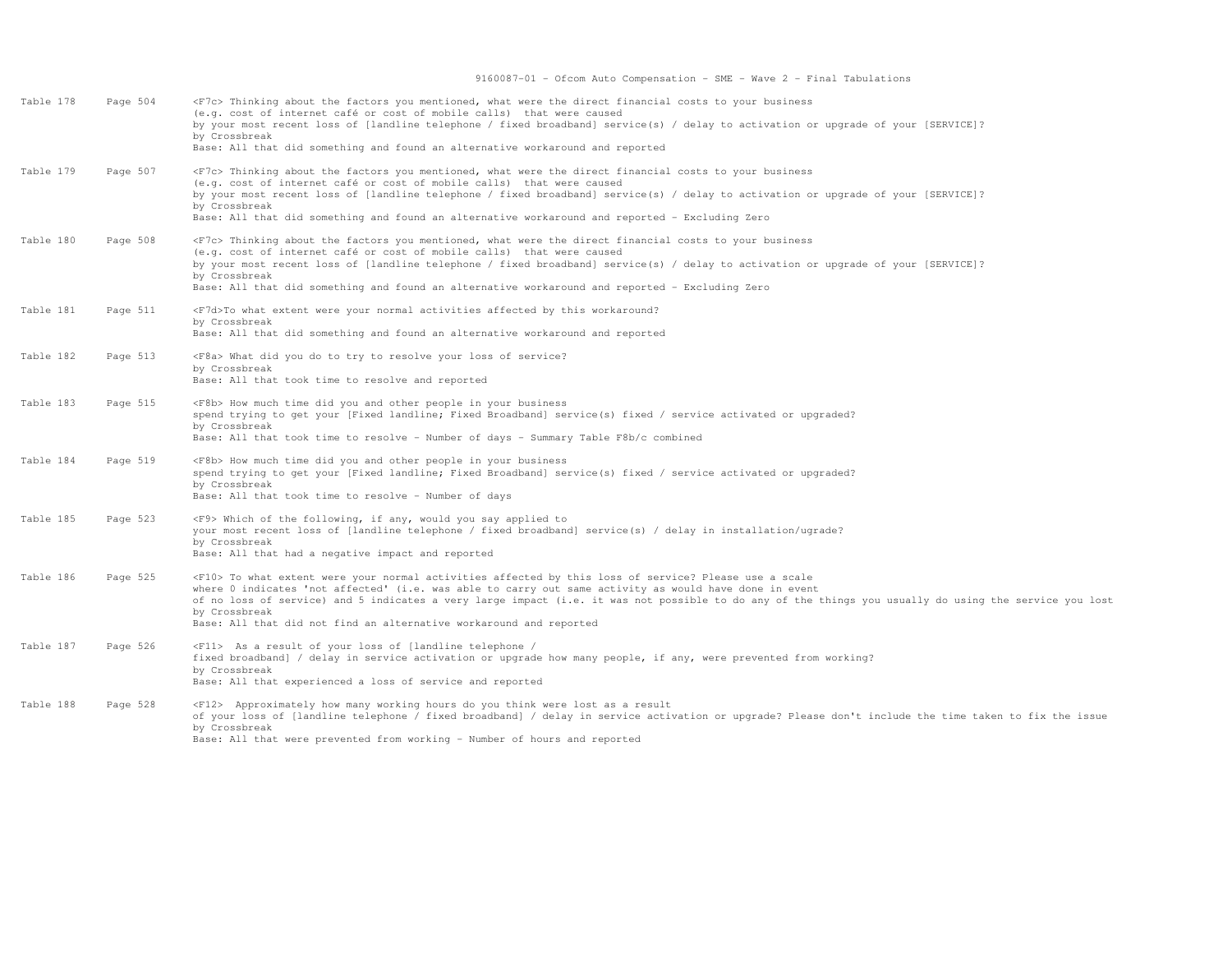| Table | Page | Description |
|---|---|---|
| Table 178 | Page 504 | <F7c> Thinking about the factors you mentioned, what were the direct financial costs to your business (e.g. cost of internet café or cost of mobile calls) that were caused by your most recent loss of [landline telephone / fixed broadband] service(s) / delay to activation or upgrade of your [SERVICE]?<br>by Crossbreak<br>Base: All that did something and found an alternative workaround and reported |
| Table 179 | Page 507 | <F7c> Thinking about the factors you mentioned, what were the direct financial costs to your business (e.g. cost of internet café or cost of mobile calls) that were caused by your most recent loss of [landline telephone / fixed broadband] service(s) / delay to activation or upgrade of your [SERVICE]?<br>by Crossbreak<br>Base: All that did something and found an alternative workaround and reported - Excluding Zero |
| Table 180 | Page 508 | <F7c> Thinking about the factors you mentioned, what were the direct financial costs to your business (e.g. cost of internet café or cost of mobile calls) that were caused by your most recent loss of [landline telephone / fixed broadband] service(s) / delay to activation or upgrade of your [SERVICE]?<br>by Crossbreak<br>Base: All that did something and found an alternative workaround and reported - Excluding Zero |
| Table 181 | Page 511 | <F7d>To what extent were your normal activities affected by this workaround?<br>by Crossbreak<br>Base: All that did something and found an alternative workaround and reported |
| Table 182 | Page 513 | <F8a> What did you do to try to resolve your loss of service?<br>by Crossbreak<br>Base: All that took time to resolve and reported |
| Table 183 | Page 515 | <F8b> How much time did you and other people in your business spend trying to get your [Fixed landline; Fixed Broadband] service(s) fixed / service activated or upgraded?<br>by Crossbreak<br>Base: All that took time to resolve - Number of days - Summary Table F8b/c combined |
| Table 184 | Page 519 | <F8b> How much time did you and other people in your business spend trying to get your [Fixed landline; Fixed Broadband] service(s) fixed / service activated or upgraded?<br>by Crossbreak<br>Base: All that took time to resolve - Number of days |
| Table 185 | Page 523 | <F9> Which of the following, if any, would you say applied to your most recent loss of [landline telephone / fixed broadband] service(s) / delay in installation/ugrade?<br>by Crossbreak<br>Base: All that had a negative impact and reported |
| Table 186 | Page 525 | <F10> To what extent were your normal activities affected by this loss of service? Please use a scale where 0 indicates 'not affected' (i.e. was able to carry out same activity as would have done in event of no loss of service) and 5 indicates a very large impact (i.e. it was not possible to do any of the things you usually do using the service you lost<br>by Crossbreak<br>Base: All that did not find an alternative workaround and reported |
| Table 187 | Page 526 | <F11> As a result of your loss of [landline telephone / fixed broadband] / delay in service activation or upgrade how many people, if any, were prevented from working?<br>by Crossbreak<br>Base: All that experienced a loss of service and reported |
| Table 188 | Page 528 | <F12> Approximately how many working hours do you think were lost as a result of your loss of [landline telephone / fixed broadband] / delay in service activation or upgrade? Please don't include the time taken to fix the issue<br>by Crossbreak<br>Base: All that were prevented from working - Number of hours and reported |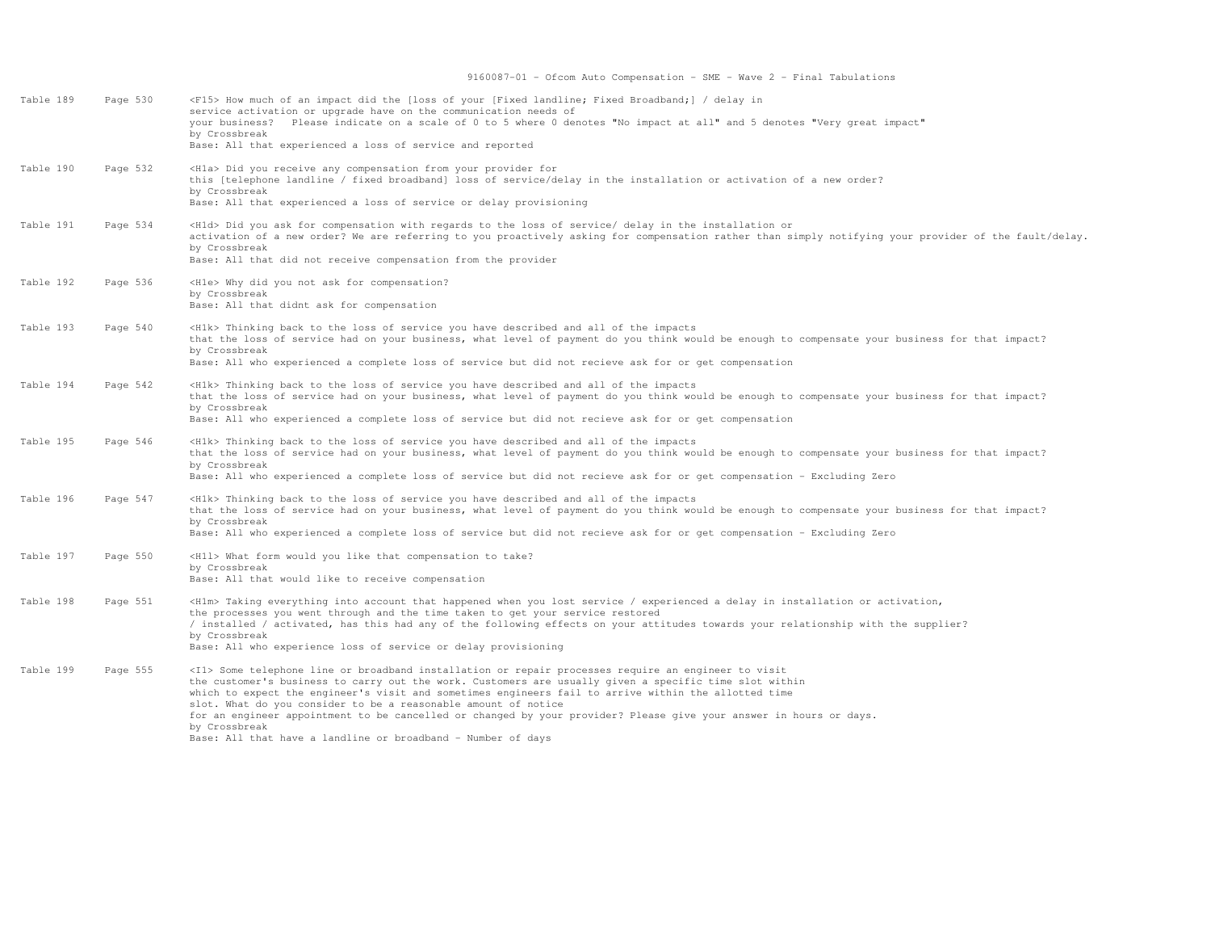| Table | Page | Description |
| --- | --- | --- |
| Table 189 | Page 530 | <F15> How much of an impact did the [loss of your [Fixed landline; Fixed Broadband;] / delay in service activation or upgrade have on the communication needs of your business? Please indicate on a scale of 0 to 5 where 0 denotes "No impact at all" and 5 denotes "Very great impact"<br>by Crossbreak<br>Base: All that experienced a loss of service and reported |
| Table 190 | Page 532 | <H1a> Did you receive any compensation from your provider for this [telephone landline / fixed broadband] loss of service/delay in the installation or activation of a new order?<br>by Crossbreak<br>Base: All that experienced a loss of service or delay provisioning |
| Table 191 | Page 534 | <H1d> Did you ask for compensation with regards to the loss of service/ delay in the installation or activation of a new order? We are referring to you proactively asking for compensation rather than simply notifying your provider of the fault/delay.<br>by Crossbreak<br>Base: All that did not receive compensation from the provider |
| Table 192 | Page 536 | <H1e> Why did you not ask for compensation?<br>by Crossbreak<br>Base: All that didnt ask for compensation |
| Table 193 | Page 540 | <H1k> Thinking back to the loss of service you have described and all of the impacts that the loss of service had on your business, what level of payment do you think would be enough to compensate your business for that impact?<br>by Crossbreak<br>Base: All who experienced a complete loss of service but did not recieve ask for or get compensation |
| Table 194 | Page 542 | <H1k> Thinking back to the loss of service you have described and all of the impacts that the loss of service had on your business, what level of payment do you think would be enough to compensate your business for that impact?<br>by Crossbreak<br>Base: All who experienced a complete loss of service but did not recieve ask for or get compensation |
| Table 195 | Page 546 | <H1k> Thinking back to the loss of service you have described and all of the impacts that the loss of service had on your business, what level of payment do you think would be enough to compensate your business for that impact?<br>by Crossbreak<br>Base: All who experienced a complete loss of service but did not recieve ask for or get compensation - Excluding Zero |
| Table 196 | Page 547 | <H1k> Thinking back to the loss of service you have described and all of the impacts that the loss of service had on your business, what level of payment do you think would be enough to compensate your business for that impact?<br>by Crossbreak<br>Base: All who experienced a complete loss of service but did not recieve ask for or get compensation - Excluding Zero |
| Table 197 | Page 550 | <H1l> What form would you like that compensation to take?<br>by Crossbreak<br>Base: All that would like to receive compensation |
| Table 198 | Page 551 | <H1m> Taking everything into account that happened when you lost service / experienced a delay in installation or activation, the processes you went through and the time taken to get your service restored / installed / activated, has this had any of the following effects on your attitudes towards your relationship with the supplier?<br>by Crossbreak<br>Base: All who experience loss of service or delay provisioning |
| Table 199 | Page 555 | <I1> Some telephone line or broadband installation or repair processes require an engineer to visit the customer's business to carry out the work. Customers are usually given a specific time slot within which to expect the engineer's visit and sometimes engineers fail to arrive within the allotted time slot. What do you consider to be a reasonable amount of notice for an engineer appointment to be cancelled or changed by your provider? Please give your answer in hours or days.<br>by Crossbreak<br>Base: All that have a landline or broadband - Number of days |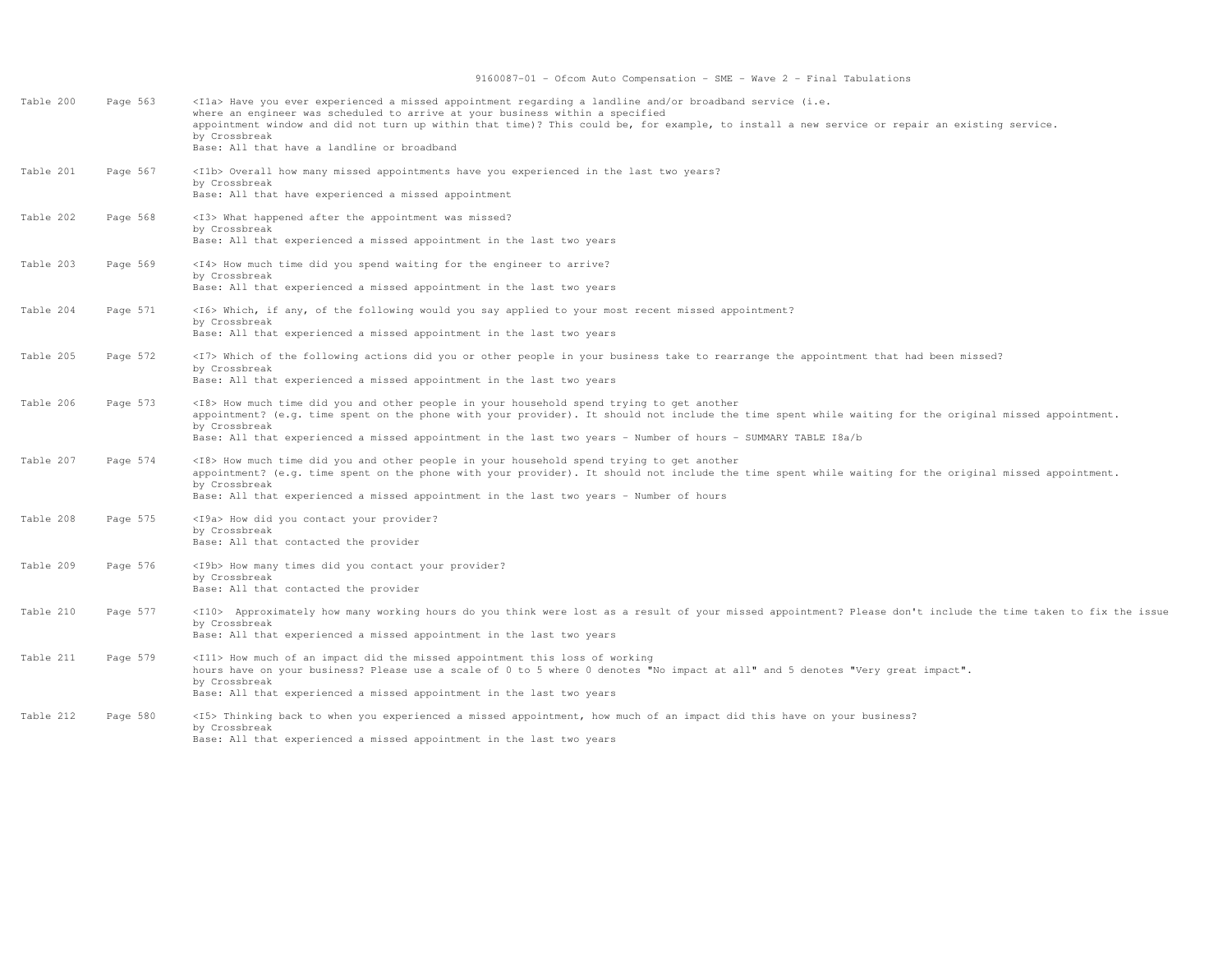| Table | Page | Description |
|---|---|---|
| Table 200 | Page 563 | <I1a> Have you ever experienced a missed appointment regarding a landline and/or broadband service (i.e. where an engineer was scheduled to arrive at your business within a specified appointment window and did not turn up within that time)? This could be, for example, to install a new service or repair an existing service.<br>by Crossbreak<br>Base: All that have a landline or broadband |
| Table 201 | Page 567 | <I1b> Overall how many missed appointments have you experienced in the last two years?<br>by Crossbreak<br>Base: All that have experienced a missed appointment |
| Table 202 | Page 568 | <I3> What happened after the appointment was missed?<br>by Crossbreak<br>Base: All that experienced a missed appointment in the last two years |
| Table 203 | Page 569 | <I4> How much time did you spend waiting for the engineer to arrive?<br>by Crossbreak<br>Base: All that experienced a missed appointment in the last two years |
| Table 204 | Page 571 | <I6> Which, if any, of the following would you say applied to your most recent missed appointment?<br>by Crossbreak<br>Base: All that experienced a missed appointment in the last two years |
| Table 205 | Page 572 | <I7> Which of the following actions did you or other people in your business take to rearrange the appointment that had been missed?<br>by Crossbreak<br>Base: All that experienced a missed appointment in the last two years |
| Table 206 | Page 573 | <I8> How much time did you and other people in your household spend trying to get another appointment? (e.g. time spent on the phone with your provider). It should not include the time spent while waiting for the original missed appointment.<br>by Crossbreak<br>Base: All that experienced a missed appointment in the last two years - Number of hours - SUMMARY TABLE I8a/b |
| Table 207 | Page 574 | <I8> How much time did you and other people in your household spend trying to get another appointment? (e.g. time spent on the phone with your provider). It should not include the time spent while waiting for the original missed appointment.<br>by Crossbreak<br>Base: All that experienced a missed appointment in the last two years - Number of hours |
| Table 208 | Page 575 | <I9a> How did you contact your provider?<br>by Crossbreak<br>Base: All that contacted the provider |
| Table 209 | Page 576 | <I9b> How many times did you contact your provider?<br>by Crossbreak<br>Base: All that contacted the provider |
| Table 210 | Page 577 | <I10> Approximately how many working hours do you think were lost as a result of your missed appointment? Please don't include the time taken to fix the issue<br>by Crossbreak<br>Base: All that experienced a missed appointment in the last two years |
| Table 211 | Page 579 | <I11> How much of an impact did the missed appointment this loss of working hours have on your business? Please use a scale of 0 to 5 where 0 denotes "No impact at all" and 5 denotes "Very great impact".<br>by Crossbreak<br>Base: All that experienced a missed appointment in the last two years |
| Table 212 | Page 580 | <I5> Thinking back to when you experienced a missed appointment, how much of an impact did this have on your business?<br>by Crossbreak<br>Base: All that experienced a missed appointment in the last two years |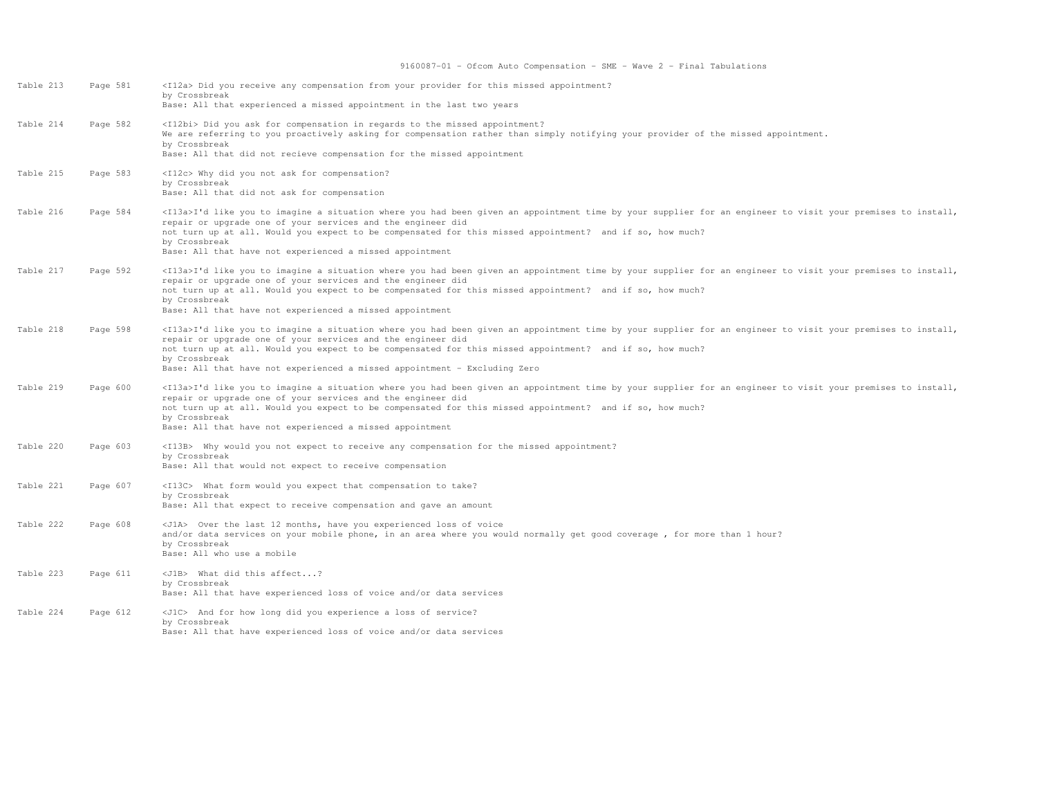| Table | Page | Description |
|---|---|---|
| Table 213 | Page 581 | <I12a> Did you receive any compensation from your provider for this missed appointment?<br>by Crossbreak<br>Base: All that experienced a missed appointment in the last two years |
| Table 214 | Page 582 | <I12bi> Did you ask for compensation in regards to the missed appointment?<br>We are referring to you proactively asking for compensation rather than simply notifying your provider of the missed appointment.<br>by Crossbreak<br>Base: All that did not recieve compensation for the missed appointment |
| Table 215 | Page 583 | <I12c> Why did you not ask for compensation?<br>by Crossbreak<br>Base: All that did not ask for compensation |
| Table 216 | Page 584 | <I13a>I'd like you to imagine a situation where you had been given an appointment time by your supplier for an engineer to visit your premises to install, repair or upgrade one of your services and the engineer did not turn up at all. Would you expect to be compensated for this missed appointment? and if so, how much?<br>by Crossbreak<br>Base: All that have not experienced a missed appointment |
| Table 217 | Page 592 | <I13a>I'd like you to imagine a situation where you had been given an appointment time by your supplier for an engineer to visit your premises to install, repair or upgrade one of your services and the engineer did not turn up at all. Would you expect to be compensated for this missed appointment? and if so, how much?<br>by Crossbreak<br>Base: All that have not experienced a missed appointment |
| Table 218 | Page 598 | <I13a>I'd like you to imagine a situation where you had been given an appointment time by your supplier for an engineer to visit your premises to install, repair or upgrade one of your services and the engineer did not turn up at all. Would you expect to be compensated for this missed appointment? and if so, how much?<br>by Crossbreak<br>Base: All that have not experienced a missed appointment - Excluding Zero |
| Table 219 | Page 600 | <I13a>I'd like you to imagine a situation where you had been given an appointment time by your supplier for an engineer to visit your premises to install, repair or upgrade one of your services and the engineer did not turn up at all. Would you expect to be compensated for this missed appointment? and if so, how much?<br>by Crossbreak<br>Base: All that have not experienced a missed appointment |
| Table 220 | Page 603 | <I13B> Why would you not expect to receive any compensation for the missed appointment?<br>by Crossbreak<br>Base: All that would not expect to receive compensation |
| Table 221 | Page 607 | <I13C> What form would you expect that compensation to take?<br>by Crossbreak<br>Base: All that expect to receive compensation and gave an amount |
| Table 222 | Page 608 | <J1A> Over the last 12 months, have you experienced loss of voice and/or data services on your mobile phone, in an area where you would normally get good coverage , for more than 1 hour?<br>by Crossbreak<br>Base: All who use a mobile |
| Table 223 | Page 611 | <J1B> What did this affect...?<br>by Crossbreak<br>Base: All that have experienced loss of voice and/or data services |
| Table 224 | Page 612 | <J1C> And for how long did you experience a loss of service?<br>by Crossbreak<br>Base: All that have experienced loss of voice and/or data services |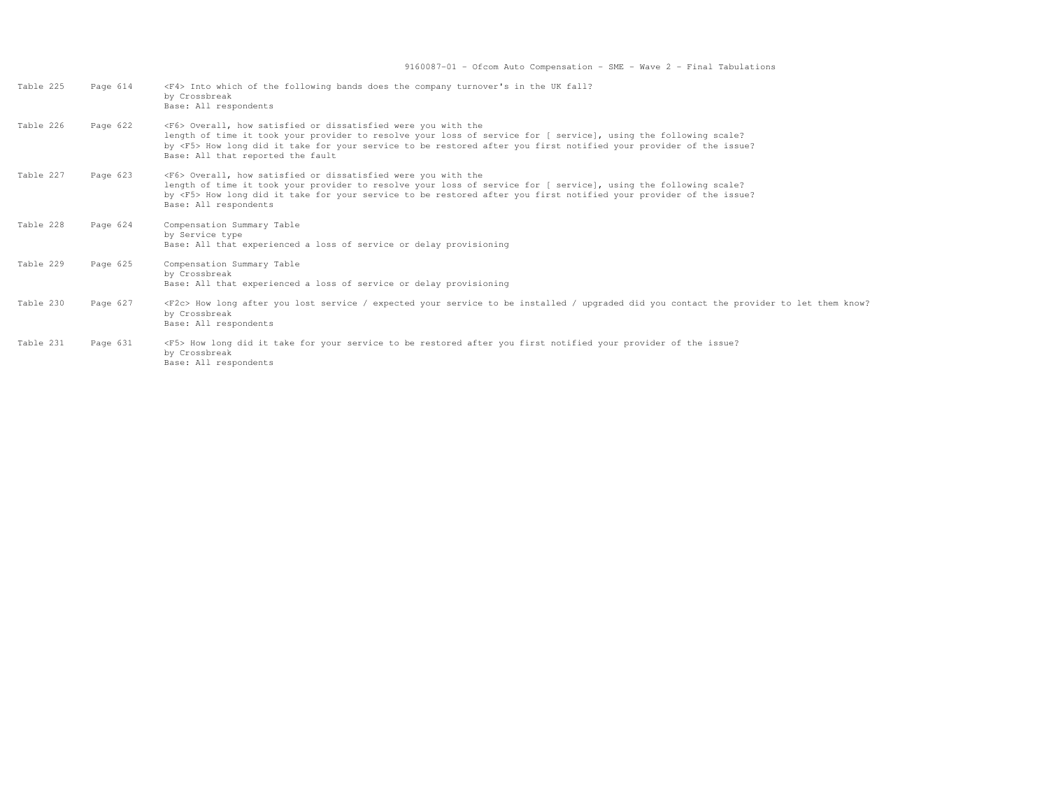| | | |
|---|---|---|
| Table 225 | Page 614 | <F4> Into which of the following bands does the company turnover's in the UK fall?<br>by Crossbreak<br>Base: All respondents |
| Table 226 | Page 622 | <F6> Overall, how satisfied or dissatisfied were you with the<br>length of time it took your provider to resolve your loss of service for [ service], using the following scale?<br>by <F5> How long did it take for your service to be restored after you first notified your provider of the issue?<br>Base: All that reported the fault |
| Table 227 | Page 623 | <F6> Overall, how satisfied or dissatisfied were you with the<br>length of time it took your provider to resolve your loss of service for [ service], using the following scale?<br>by <F5> How long did it take for your service to be restored after you first notified your provider of the issue?<br>Base: All respondents |
| Table 228 | Page 624 | Compensation Summary Table<br>by Service type<br>Base: All that experienced a loss of service or delay provisioning |
| Table 229 | Page 625 | Compensation Summary Table<br>by Crossbreak<br>Base: All that experienced a loss of service or delay provisioning |
| Table 230 | Page 627 | <F2c> How long after you lost service / expected your service to be installed / upgraded did you contact the provider to let them know?<br>by Crossbreak<br>Base: All respondents |
| Table 231 | Page 631 | <F5> How long did it take for your service to be restored after you first notified your provider of the issue?<br>by Crossbreak<br>Base: All respondents |